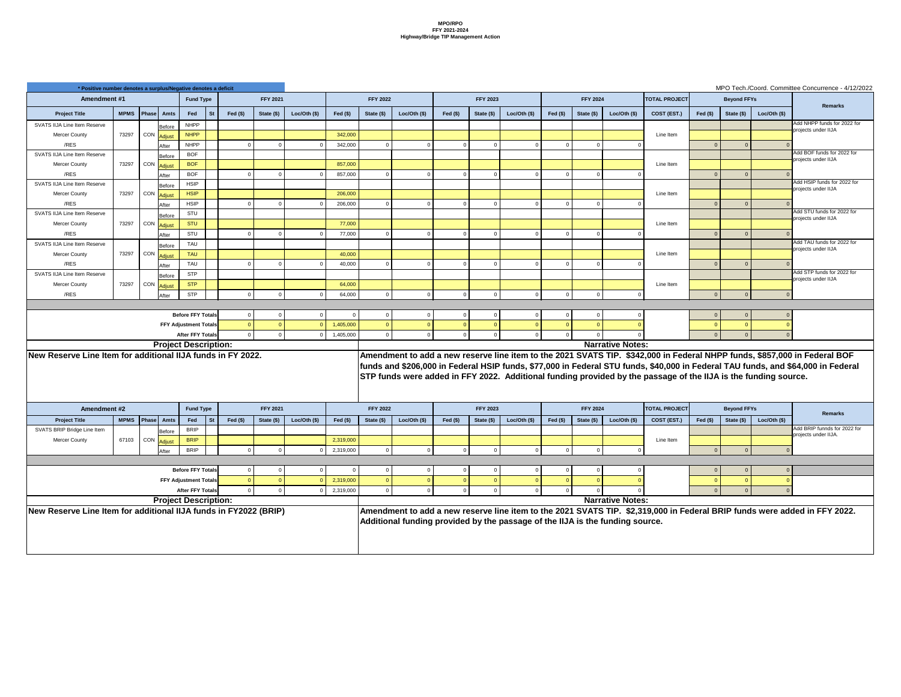**MPO/RPO**
**FFY 2021-2024**
**Highway/Bridge TIP Management Action**

* Positive number denotes a surplus/Negative denotes a deficit

MPO Tech./Coord. Committee Concurrence - 4/12/2022

| Amendment #1 | | | | Fund Type | | FFY 2021 | | | FFY 2022 | | | FFY 2023 | | | FFY 2024 | | | TOTAL PROJECT | Beyond FFYs | | | Remarks |
|---|---|---|---|---|---|---|---|---|---|---|---|---|---|---|---|---|---|---|---|---|---|---|
| Project Title | MPMS | Phase | Amts | Fed | St | Fed ($) | State ($) | Loc/Oth ($) | Fed ($) | State ($) | Loc/Oth ($) | Fed ($) | State ($) | Loc/Oth ($) | Fed ($) | State ($) | Loc/Oth ($) | COST (EST.) | Fed ($) | State ($) | Loc/Oth ($) | |
| SVATS IIJA Line Item Reserve | | | Before | NHPP | | | | | | | | | | | | | | | | | | Add NHPP funds for 2022 for projects under IIJA |
| Mercer County | 73297 | CON | Adjust | NHPP | | | | | 342,000 | | | | | | | | | Line Item | | | | |
| /RES | | | After | NHPP | | 0 | 0 | 0 | 342,000 | 0 | 0 | 0 | 0 | 0 | 0 | 0 | 0 | | 0 | 0 | 0 | |
| SVATS IIJA Line Item Reserve | | | Before | BOF | | | | | | | | | | | | | | | | | | Add BOF funds for 2022 for projects under IIJA |
| Mercer County | 73297 | CON | Adjust | BOF | | | | | 857,000 | | | | | | | | | Line Item | | | | |
| /RES | | | After | BOF | | 0 | 0 | 0 | 857,000 | 0 | 0 | 0 | 0 | 0 | 0 | 0 | 0 | | 0 | 0 | 0 | |
| SVATS IIJA Line Item Reserve | | | Before | HSIP | | | | | | | | | | | | | | | | | | Add HSIP funds for 2022 for projects under IIJA |
| Mercer County | 73297 | CON | Adjust | HSIP | | | | | 206,000 | | | | | | | | | Line Item | | | | |
| /RES | | | After | HSIP | | 0 | 0 | 0 | 206,000 | 0 | 0 | 0 | 0 | 0 | 0 | 0 | 0 | | 0 | 0 | 0 | |
| SVATS IIJA Line Item Reserve | | | Before | STU | | | | | | | | | | | | | | | | | | Add STU funds for 2022 for projects under IIJA |
| Mercer County | 73297 | CON | Adjust | STU | | | | | 77,000 | | | | | | | | | Line Item | | | | |
| /RES | | | After | STU | | 0 | 0 | 0 | 77,000 | 0 | 0 | 0 | 0 | 0 | 0 | 0 | 0 | | 0 | 0 | 0 | |
| SVATS IIJA Line Item Reserve | | | Before | TAU | | | | | | | | | | | | | | | | | | Add TAU funds for 2022 for projects under IIJA |
| Mercer County | 73297 | CON | Adjust | TAU | | | | | 40,000 | | | | | | | | | Line Item | | | | |
| /RES | | | After | TAU | | 0 | 0 | 0 | 40,000 | 0 | 0 | 0 | 0 | 0 | 0 | 0 | 0 | | 0 | 0 | 0 | |
| SVATS IIJA Line Item Reserve | | | Before | STP | | | | | | | | | | | | | | | | | | Add STP funds for 2022 for projects under IIJA |
| Mercer County | 73297 | CON | Adjust | STP | | | | | 64,000 | | | | | | | | | Line Item | | | | |
| /RES | | | After | STP | | 0 | 0 | 0 | 64,000 | 0 | 0 | 0 | 0 | 0 | 0 | 0 | 0 | | 0 | 0 | 0 | |
| | | | | Before FFY Totals | | 0 | 0 | 0 | 0 | 0 | 0 | 0 | 0 | 0 | 0 | 0 | 0 | | 0 | 0 | 0 | |
| | | | | FFY Adjustment Totals | | 0 | 0 | 0 | 1,405,000 | 0 | 0 | 0 | 0 | 0 | 0 | 0 | 0 | | 0 | 0 | 0 | |
| | | | | After FFY Totals | | 0 | 0 | 0 | 1,405,000 | 0 | 0 | 0 | 0 | 0 | 0 | 0 | 0 | | 0 | 0 | 0 | |

**Project Description:**

**New Reserve Line Item for additional IIJA funds in FY 2022.**

**Narrative Notes:**

**Amendment to add a new reserve line item to the 2021 SVATS TIP. $342,000 in Federal NHPP funds, $857,000 in Federal BOF funds and $206,000 in Federal HSIP funds, $77,000 in Federal STU funds, $40,000 in Federal TAU funds, and $64,000 in Federal STP funds were added in FFY 2022. Additional funding provided by the passage of the IIJA is the funding source.**

| Amendment #2 | | | | Fund Type | | FFY 2021 | | | FFY 2022 | | | FFY 2023 | | | FFY 2024 | | | TOTAL PROJECT | Beyond FFYs | | | Remarks |
|---|---|---|---|---|---|---|---|---|---|---|---|---|---|---|---|---|---|---|---|---|---|---|
| Project Title | MPMS | Phase | Amts | Fed | St | Fed ($) | State ($) | Loc/Oth ($) | Fed ($) | State ($) | Loc/Oth ($) | Fed ($) | State ($) | Loc/Oth ($) | Fed ($) | State ($) | Loc/Oth ($) | COST (EST.) | Fed ($) | State ($) | Loc/Oth ($) | |
| SVATS BRIP Bridge Line Item | | | Before | BRIP | | | | | | | | | | | | | | | | | | Add BRIP funnds for 2022 for projects under IIJA. |
| Mercer County | 67103 | CON | Adjust | BRIP | | | | | 2,319,000 | | | | | | | | | Line Item | | | | |
| | | | After | BRIP | | 0 | 0 | 0 | 2,319,000 | 0 | 0 | 0 | 0 | 0 | 0 | 0 | 0 | | 0 | 0 | 0 | |
| | | | | Before FFY Totals | | 0 | 0 | 0 | 0 | 0 | 0 | 0 | 0 | 0 | 0 | 0 | 0 | | 0 | 0 | 0 | |
| | | | | FFY Adjustment Totals | | 0 | 0 | 0 | 2,319,000 | 0 | 0 | 0 | 0 | 0 | 0 | 0 | 0 | | 0 | 0 | 0 | |
| | | | | After FFY Totals | | 0 | 0 | 0 | 2,319,000 | 0 | 0 | 0 | 0 | 0 | 0 | 0 | 0 | | 0 | 0 | 0 | |

**Project Description:**

**New Reserve Line Item for additional IIJA funds in FY2022 (BRIP)**

**Narrative Notes:**

**Amendment to add a new reserve line item to the 2021 SVATS TIP. $2,319,000 in Federal BRIP funds were added in FFY 2022. Additional funding provided by the passage of the IIJA is the funding source.**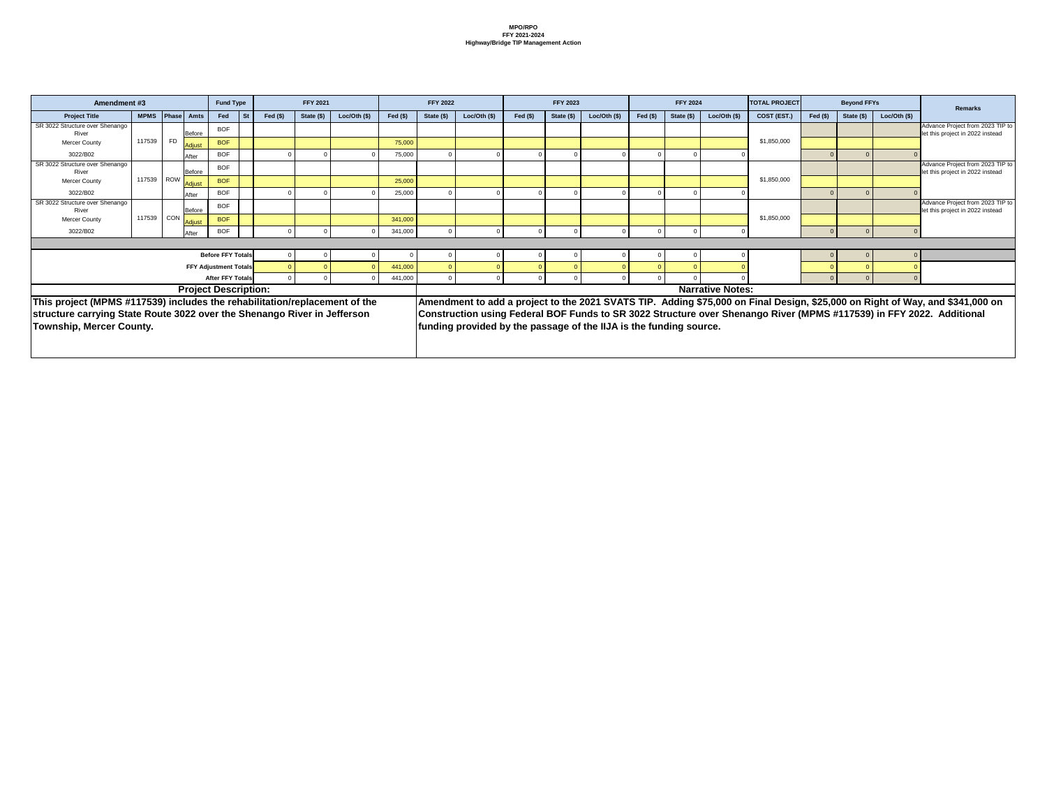**MPO/RPO**
**FFY 2021-2024**
**Highway/Bridge TIP Management Action**

| Amendment #3 | | | | Fund Type | | FFY 2021 | | | FFY 2022 | | | FFY 2023 | | | FFY 2024 | | | TOTAL PROJECT | Beyond FFYs | | | Remarks |
|---|---|---|---|---|---|---|---|---|---|---|---|---|---|---|---|---|---|---|---|---|---|---|
| Project Title | MPMS | Phase | Amts | Fed | St | Fed ($) | State ($) | Loc/Oth ($) | Fed ($) | State ($) | Loc/Oth ($) | Fed ($) | State ($) | Loc/Oth ($) | Fed ($) | State ($) | Loc/Oth ($) | COST (EST.) | Fed ($) | State ($) | Loc/Oth ($) | |
| SR 3022 Structure over Shenango River | | | Before | BOF | | | | | | | | | | | | | | | | | | Advance Project from 2023 TIP to let this project in 2022 instead |
| Mercer County | 117539 | FD | Adjust | BOF | | | | | 75,000 | | | | | | | | | $1,850,000 | | | | |
| 3022/B02 | | | After | BOF | | 0 | 0 | 0 | 75,000 | 0 | 0 | 0 | 0 | 0 | 0 | 0 | 0 | | 0 | 0 | 0 | |
| SR 3022 Structure over Shenango River | | | Before | BOF | | | | | | | | | | | | | | | | | | Advance Project from 2023 TIP to let this project in 2022 instead |
| Mercer County | 117539 | ROW | Adjust | BOF | | | | | 25,000 | | | | | | | | | $1,850,000 | | | | |
| 3022/B02 | | | After | BOF | | 0 | 0 | 0 | 25,000 | 0 | 0 | 0 | 0 | 0 | 0 | 0 | 0 | | 0 | 0 | 0 | |
| SR 3022 Structure over Shenango River | | | Before | BOF | | | | | | | | | | | | | | | | | | Advance Project from 2023 TIP to let this project in 2022 instead |
| Mercer County | 117539 | CON | Adjust | BOF | | | | | 341,000 | | | | | | | | | $1,850,000 | | | | |
| 3022/B02 | | | After | BOF | | 0 | 0 | 0 | 341,000 | 0 | 0 | 0 | 0 | 0 | 0 | 0 | 0 | | 0 | 0 | 0 | |
| **Before FFY Totals** | | | | | | 0 | 0 | 0 | 0 | 0 | 0 | 0 | 0 | 0 | 0 | 0 | 0 | | 0 | 0 | 0 | |
| **FFY Adjustment Totals** | | | | | | 0 | 0 | 0 | 441,000 | 0 | 0 | 0 | 0 | 0 | 0 | 0 | 0 | | 0 | 0 | 0 | |
| **After FFY Totals** | | | | | | 0 | 0 | 0 | 441,000 | 0 | 0 | 0 | 0 | 0 | 0 | 0 | 0 | | 0 | 0 | 0 | |

**Project Description:**

**This project (MPMS #117539) includes the rehabilitation/replacement of the structure carrying State Route 3022 over the Shenango River in Jefferson Township, Mercer County.**

**Narrative Notes:**

**Amendment to add a project to the 2021 SVATS TIP. Adding $75,000 on Final Design, $25,000 on Right of Way, and $341,000 on Construction using Federal BOF Funds to SR 3022 Structure over Shenango River (MPMS #117539) in FFY 2022. Additional funding provided by the passage of the IIJA is the funding source.**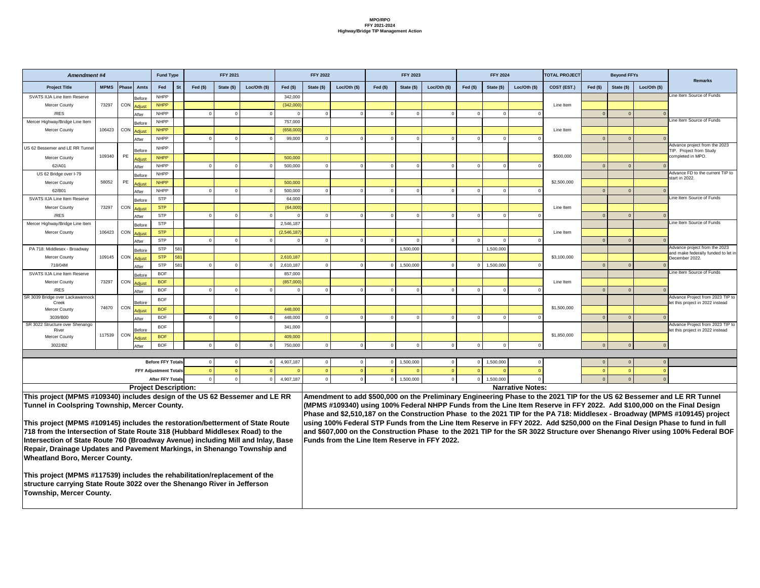# MPO/RPO
## FFY 2021-2024
### Highway/Bridge TIP Management Action

| Amendment #4 | | | | Fund Type | | FFY 2021 | | | FFY 2022 | | | FFY 2023 | | | FFY 2024 | | | TOTAL PROJECT | Beyond FFYs | | | Remarks |
|---|---|---|---|---|---|---|---|---|---|---|---|---|---|---|---|---|---|---|---|---|---|---|
| Project Title | MPMS | Phase | Amts | Fed | St | Fed ($) | State ($) | Loc/Oth ($) | Fed ($) | State ($) | Loc/Oth ($) | Fed ($) | State ($) | Loc/Oth ($) | Fed ($) | State ($) | Loc/Oth ($) | COST (EST.) | Fed ($) | State ($) | Loc/Oth ($) | |
| SVATS IIJA Line Item Reserve | | | Before | NHPP | | | | | 342,000 | | | | | | | | | | | | | Line Item Source of Funds |
| Mercer County | 73297 | CON | Adjust | NHPP | | | | | (342,000) | | | | | | | | | Line Item | | | | |
| /RES | | | After | NHPP | | 0 | 0 | 0 | 0 | 0 | 0 | 0 | 0 | 0 | 0 | 0 | 0 | | 0 | 0 | 0 | |
| Mercer Highway/Bridge Line Item | | | Before | NHPP | | | | | 757,000 | | | | | | | | | | | | | Line Item Source of Funds |
| Mercer County | 106423 | CON | Adjust | NHPP | | | | | (658,000) | | | | | | | | | Line Item | | | | |
| | | | After | NHPP | | 0 | 0 | 0 | 99,000 | 0 | 0 | 0 | 0 | 0 | 0 | 0 | 0 | | 0 | 0 | 0 | |
| US 62 Bessemer and LE RR Tunnel | | | Before | NHPP | | | | | | | | | | | | | | | | | | Advance project from the 2023 TIP. Project from Study completed in MPO. |
| Mercer County | 109340 | PE | Adjust | NHPP | | | | | 500,000 | | | | | | | | | $500,000 | | | | |
| 62/A01 | | | After | NHPP | | 0 | 0 | 0 | 500,000 | 0 | 0 | 0 | 0 | 0 | 0 | 0 | 0 | | 0 | 0 | 0 | |
| US 62 Bridge over I-79 | | | Before | NHPP | | | | | | | | | | | | | | | | | | Advance FD to the current TIP to start in 2022. |
| Mercer County | 58052 | PE | Adjust | NHPP | | | | | 500,000 | | | | | | | | | $2,500,000 | | | | |
| 62/B01 | | | After | NHPP | | 0 | 0 | 0 | 500,000 | 0 | 0 | 0 | 0 | 0 | 0 | 0 | 0 | | 0 | 0 | 0 | |
| SVATS IIJA Line Item Reserve | | | Before | STP | | | | | 64,000 | | | | | | | | | | | | | Line Item Source of Funds |
| Mercer County | 73297 | CON | Adjust | STP | | | | | (64,000) | | | | | | | | | Line Item | | | | |
| /RES | | | After | STP | | 0 | 0 | 0 | 0 | 0 | 0 | 0 | 0 | 0 | 0 | 0 | 0 | | 0 | 0 | 0 | |
| Mercer Highway/Bridge Line Item | | | Before | STP | | | | | 2,546,187 | | | | | | | | | | | | | Line Item Source of Funds |
| Mercer County | 106423 | CON | Adjust | STP | | | | | (2,546,187) | | | | | | | | | Line Item | | | | |
| | | | After | STP | | 0 | 0 | 0 | 0 | 0 | 0 | 0 | 0 | 0 | 0 | 0 | 0 | | 0 | 0 | 0 | |
| PA 718: Middlesex - Broadway | | | Before | STP | 581 | | | | | | | | 1,500,000 | | | 1,500,000 | | | | | | Advance project from the 2023 and make federally funded to let in December 2022. |
| Mercer County | 109145 | CON | Adjust | STP | 581 | | | | 2,610,187 | | | | | | | | | $3,100,000 | | | | |
| 718/04M | | | After | STP | 581 | 0 | 0 | 0 | 2,610,187 | 0 | 0 | 0 | 1,500,000 | 0 | 0 | 1,500,000 | 0 | | 0 | 0 | 0 | |
| SVATS IIJA Line Item Reserve | | | Before | BOF | | | | | 857,000 | | | | | | | | | | | | | Line Item Source of Funds |
| Mercer County | 73297 | CON | Adjust | BOF | | | | | (857,000) | | | | | | | | | Line Item | | | | |
| /RES | | | After | BOF | | 0 | 0 | 0 | 0 | 0 | 0 | 0 | 0 | 0 | 0 | 0 | 0 | | 0 | 0 | 0 | |
| SR 3039 Bridge over Lackawannock Creek | | | Before | BOF | | | | | | | | | | | | | | | | | | Advance Project from 2023 TIP to let this project in 2022 instead |
| Mercer County | 74670 | CON | Adjust | BOF | | | | | 448,000 | | | | | | | | | $1,500,000 | | | | |
| 3039/B00 | | | After | BOF | | 0 | 0 | 0 | 448,000 | 0 | 0 | 0 | 0 | 0 | 0 | 0 | 0 | | 0 | 0 | 0 | |
| SR 3022 Structure over Shenango River | | | Before | BOF | | | | | 341,000 | | | | | | | | | | | | | Advance Project from 2023 TIP to let this project in 2022 instead |
| Mercer County | 117539 | CON | Adjust | BOF | | | | | 409,000 | | | | | | | | | $1,850,000 | | | | |
| 3022/B2 | | | After | BOF | | 0 | 0 | 0 | 750,000 | 0 | 0 | 0 | 0 | 0 | 0 | 0 | 0 | | 0 | 0 | 0 | |
| | | | Before FFY Totals | | | 0 | 0 | 0 | 4,907,187 | 0 | 0 | 0 | 1,500,000 | 0 | 0 | 1,500,000 | 0 | | 0 | 0 | 0 | |
| | | | FFY Adjustment Totals | | | 0 | 0 | 0 | 0 | 0 | 0 | 0 | 0 | 0 | 0 | 0 | 0 | | 0 | 0 | 0 | |
| | | | After FFY Totals | | | 0 | 0 | 0 | 4,907,187 | 0 | 0 | 0 | 1,500,000 | 0 | 0 | 1,500,000 | 0 | | 0 | 0 | 0 | |

**Project Description:**

**This project (MPMS #109340) includes design of the US 62 Bessemer and LE RR Tunnel in Coolspring Township, Mercer County.**

**This project (MPMS #109145) includes the restoration/betterment of State Route 718 from the Intersection of State Route 318 (Hubbard Middlesex Road) to the Intersection of State Route 760 (Broadway Avenue) including Mill and Inlay, Base Repair, Drainage Updates and Pavement Markings, in Shenango Township and Wheatland Boro, Mercer County.**

**This project (MPMS #117539) includes the rehabilitation/replacement of the structure carrying State Route 3022 over the Shenango River in Jefferson Township, Mercer County.**

**Narrative Notes:**

**Amendment to add $500,000 on the Preliminary Engineering Phase to the 2021 TIP for the US 62 Bessemer and LE RR Tunnel (MPMS #109340) using 100% Federal NHPP Funds from the Line Item Reserve in FFY 2022. Add $100,000 on the Final Design Phase and $2,510,187 on the Construction Phase to the 2021 TIP for the PA 718: Middlesex - Broadway (MPMS #109145) project using 100% Federal STP Funds from the Line Item Reserve in FFY 2022. Add $250,000 on the Final Design Phase to fund in full and $607,000 on the Construction Phase to the 2021 TIP for the SR 3022 Structure over Shenango River using 100% Federal BOF Funds from the Line Item Reserve in FFY 2022.**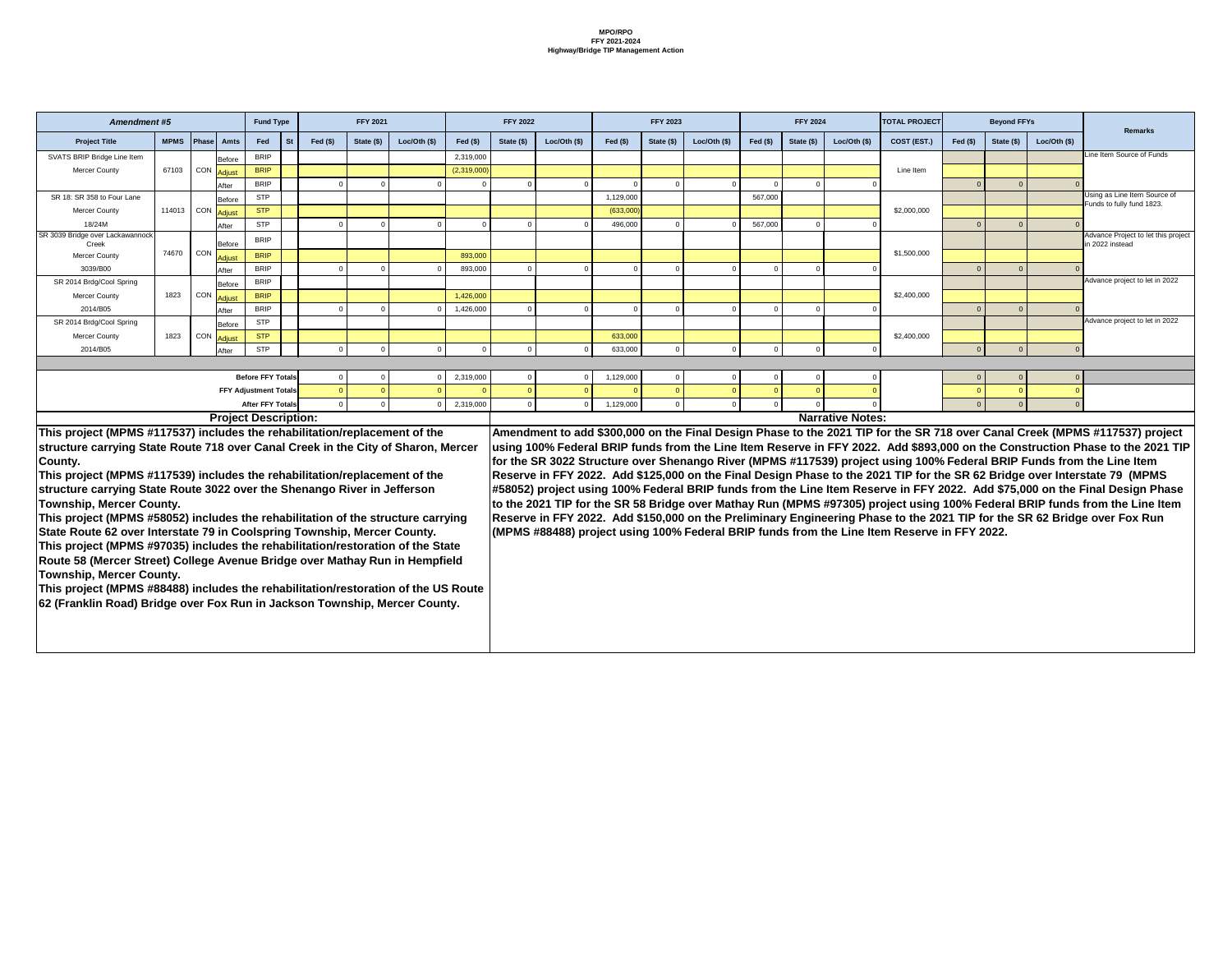**MPO/RPO**
**FFY 2021-2024**
**Highway/Bridge TIP Management Action**

| *Amendment #5* | | | | Fund Type | | FFY 2021 | | | FFY 2022 | | | FFY 2023 | | | FFY 2024 | | | TOTAL PROJECT | Beyond FFYs | | | Remarks |
|---|---|---|---|---|---|---|---|---|---|---|---|---|---|---|---|---|---|---|---|---|---|---|
| Project Title | MPMS | Phase | Amts | Fed | St | Fed ($) | State ($) | Loc/Oth ($) | Fed ($) | State ($) | Loc/Oth ($) | Fed ($) | State ($) | Loc/Oth ($) | Fed ($) | State ($) | Loc/Oth ($) | COST (EST.) | Fed ($) | State ($) | Loc/Oth ($) | |
| SVATS BRIP Bridge Line Item | | | Before | BRIP | | | | | 2,319,000 | | | | | | | | | | | | | Line Item Source of Funds |
| Mercer County | 67103 | CON | Adjust | BRIP | | | | | (2,319,000) | | | | | | | | | Line Item | | | | |
| | | | After | BRIP | | 0 | 0 | 0 | 0 | 0 | 0 | 0 | 0 | 0 | 0 | 0 | 0 | | 0 | 0 | 0 | |
| SR 18: SR 358 to Four Lane | | | Before | STP | | | | | | | | 1,129,000 | | | 567,000 | | | | | | | Using as Line Item Source of Funds to fully fund 1823. |
| Mercer County | 114013 | CON | Adjust | STP | | | | | | | | (633,000) | | | | | | $2,000,000 | | | | |
| 18/24M | | | After | STP | | 0 | 0 | 0 | 0 | 0 | 0 | 496,000 | 0 | 0 | 567,000 | 0 | 0 | | 0 | 0 | 0 | |
| SR 3039 Bridge over Lackawannock Creek | | | Before | BRIP | | | | | | | | | | | | | | | | | | Advance Project to let this project in 2022 instead |
| Mercer County | 74670 | CON | Adjust | BRIP | | | | | 893,000 | | | | | | | | | $1,500,000 | | | | |
| 3039/B00 | | | After | BRIP | | 0 | 0 | 0 | 893,000 | 0 | 0 | 0 | 0 | 0 | 0 | 0 | 0 | | 0 | 0 | 0 | |
| SR 2014 Brdg/Cool Spring | | | Before | BRIP | | | | | | | | | | | | | | | | | | Advance project to let in 2022 |
| Mercer County | 1823 | CON | Adjust | BRIP | | | | | 1,426,000 | | | | | | | | | $2,400,000 | | | | |
| 2014/B05 | | | After | BRIP | | 0 | 0 | 0 | 1,426,000 | 0 | 0 | 0 | 0 | 0 | 0 | 0 | 0 | | 0 | 0 | 0 | |
| SR 2014 Brdg/Cool Spring | | | Before | STP | | | | | | | | | | | | | | | | | | Advance project to let in 2022 |
| Mercer County | 1823 | CON | Adjust | STP | | | | | | | | 633,000 | | | | | | $2,400,000 | | | | |
| 2014/B05 | | | After | STP | | 0 | 0 | 0 | 0 | 0 | 0 | 633,000 | 0 | 0 | 0 | 0 | 0 | | 0 | 0 | 0 | |
| | | | | | | | | | | | | | | | | | | | | | | |
| **Before FFY Totals** | | | | | | 0 | 0 | 0 | 2,319,000 | 0 | 0 | 1,129,000 | 0 | 0 | 0 | 0 | 0 | | 0 | 0 | 0 | |
| **FFY Adjustment Totals** | | | | | | 0 | 0 | 0 | 0 | 0 | 0 | 0 | 0 | 0 | 0 | 0 | 0 | | 0 | 0 | 0 | |
| **After FFY Totals** | | | | | | 0 | 0 | 0 | 2,319,000 | 0 | 0 | 1,129,000 | 0 | 0 | 0 | 0 | 0 | | 0 | 0 | 0 | |

**Project Description:**

**This project (MPMS #117537) includes the rehabilitation/replacement of the structure carrying State Route 718 over Canal Creek in the City of Sharon, Mercer County.**
**This project (MPMS #117539) includes the rehabilitation/replacement of the structure carrying State Route 3022 over the Shenango River in Jefferson Township, Mercer County.**
**This project (MPMS #58052) includes the rehabilitation of the structure carrying State Route 62 over Interstate 79 in Coolspring Township, Mercer County.**
**This project (MPMS #97035) includes the rehabilitation/restoration of the State Route 58 (Mercer Street) College Avenue Bridge over Mathay Run in Hempfield Township, Mercer County.**
**This project (MPMS #88488) includes the rehabilitation/restoration of the US Route 62 (Franklin Road) Bridge over Fox Run in Jackson Township, Mercer County.**

**Narrative Notes:**

**Amendment to add $300,000 on the Final Design Phase to the 2021 TIP for the SR 718 over Canal Creek (MPMS #117537) project using 100% Federal BRIP funds from the Line Item Reserve in FFY 2022. Add $893,000 on the Construction Phase to the 2021 TIP for the SR 3022 Structure over Shenango River (MPMS #117539) project using 100% Federal BRIP Funds from the Line Item Reserve in FFY 2022. Add $125,000 on the Final Design Phase to the 2021 TIP for the SR 62 Bridge over Interstate 79 (MPMS #58052) project using 100% Federal BRIP funds from the Line Item Reserve in FFY 2022. Add $75,000 on the Final Design Phase to the 2021 TIP for the SR 58 Bridge over Mathay Run (MPMS #97305) project using 100% Federal BRIP funds from the Line Item Reserve in FFY 2022. Add $150,000 on the Preliminary Engineering Phase to the 2021 TIP for the SR 62 Bridge over Fox Run (MPMS #88488) project using 100% Federal BRIP funds from the Line Item Reserve in FFY 2022.**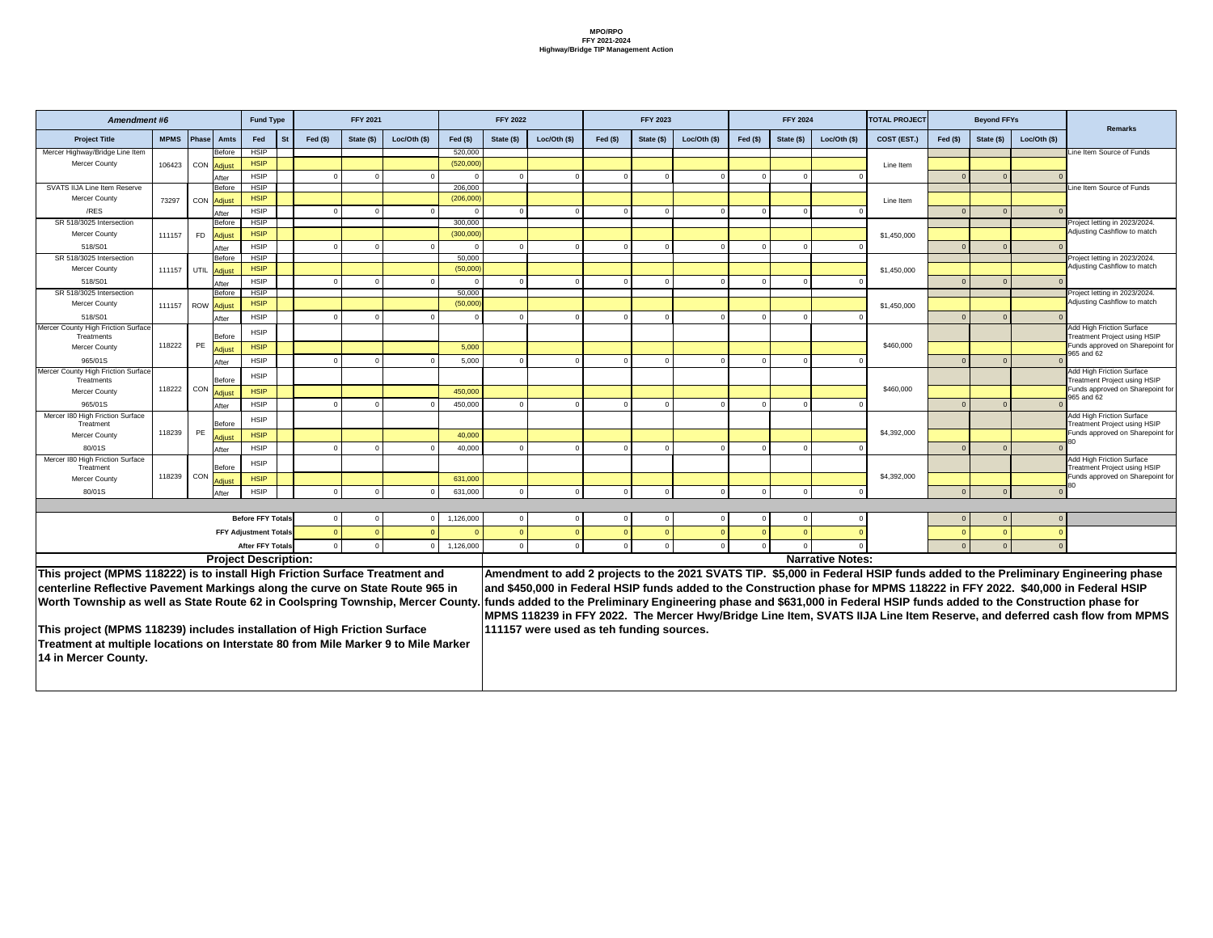**MPO/RPO**
**FFY 2021-2024**
**Highway/Bridge TIP Management Action**

| Amendment #6 | | | | Fund Type | | FFY 2021 | | | FFY 2022 | | | FFY 2023 | | | FFY 2024 | | | TOTAL PROJECT | Beyond FFYs | | | Remarks |
|---|---|---|---|---|---|---|---|---|---|---|---|---|---|---|---|---|---|---|---|---|---|---|
| Project Title | MPMS | Phase | Amts | Fed | St | Fed ($) | State ($) | Loc/Oth ($) | Fed ($) | State ($) | Loc/Oth ($) | Fed ($) | State ($) | Loc/Oth ($) | Fed ($) | State ($) | Loc/Oth ($) | COST (EST.) | Fed ($) | State ($) | Loc/Oth ($) | |
| Mercer Highway/Bridge Line Item | | | Before | HSIP | | | | | 520,000 | | | | | | | | | | | | | Line Item Source of Funds |
| Mercer County | 106423 | CON | Adjust | HSIP | | | | | (520,000) | | | | | | | | | Line Item | | | | |
| | | | After | HSIP | | 0 | 0 | 0 | 0 | 0 | 0 | 0 | 0 | 0 | 0 | 0 | 0 | | 0 | 0 | 0 | |
| SVATS IIJA Line Item Reserve | | | Before | HSIP | | | | | 206,000 | | | | | | | | | | | | | Line Item Source of Funds |
| Mercer County | 73297 | CON | Adjust | HSIP | | | | | (206,000) | | | | | | | | | Line Item | | | | |
| /RES | | | After | HSIP | | 0 | 0 | 0 | 0 | 0 | 0 | 0 | 0 | 0 | 0 | 0 | 0 | | 0 | 0 | 0 | |
| SR 518/3025 Intersection | | | Before | HSIP | | | | | 300,000 | | | | | | | | | | | | | Project letting in 2023/2024. Adjusting Cashflow to match |
| Mercer County | 111157 | FD | Adjust | HSIP | | | | | (300,000) | | | | | | | | | $1,450,000 | | | | |
| 518/S01 | | | After | HSIP | | 0 | 0 | 0 | 0 | 0 | 0 | 0 | 0 | 0 | 0 | 0 | 0 | | 0 | 0 | 0 | |
| SR 518/3025 Intersection | | | Before | HSIP | | | | | 50,000 | | | | | | | | | | | | | Project letting in 2023/2024. Adjusting Cashflow to match |
| Mercer County | 111157 | UTIL | Adjust | HSIP | | | | | (50,000) | | | | | | | | | $1,450,000 | | | | |
| 518/S01 | | | After | HSIP | | 0 | 0 | 0 | 0 | 0 | 0 | 0 | 0 | 0 | 0 | 0 | 0 | | 0 | 0 | 0 | |
| SR 518/3025 Intersection | | | Before | HSIP | | | | | 50,000 | | | | | | | | | | | | | Project letting in 2023/2024. Adjusting Cashflow to match |
| Mercer County | 111157 | ROW | Adjust | HSIP | | | | | (50,000) | | | | | | | | | $1,450,000 | | | | |
| 518/S01 | | | After | HSIP | | 0 | 0 | 0 | 0 | 0 | 0 | 0 | 0 | 0 | 0 | 0 | 0 | | 0 | 0 | 0 | |
| Mercer County High Friction Surface Treatments | | | Before | HSIP | | | | | | | | | | | | | | | | | | Add High Friction Surface Treatment Project using HSIP Funds approved on Sharepoint for 965 and 62 |
| Mercer County | 118222 | PE | Adjust | HSIP | | | | | 5,000 | | | | | | | | | $460,000 | | | | |
| 965/01S | | | After | HSIP | | 0 | 0 | 0 | 5,000 | 0 | 0 | 0 | 0 | 0 | 0 | 0 | 0 | | 0 | 0 | 0 | |
| Mercer County High Friction Surface Treatments | | | Before | HSIP | | | | | | | | | | | | | | | | | | Add High Friction Surface Treatment Project using HSIP Funds approved on Sharepoint for 965 and 62 |
| Mercer County | 118222 | CON | Adjust | HSIP | | | | | 450,000 | | | | | | | | | $460,000 | | | | |
| 965/01S | | | After | HSIP | | 0 | 0 | 0 | 450,000 | 0 | 0 | 0 | 0 | 0 | 0 | 0 | 0 | | 0 | 0 | 0 | |
| Mercer I80 High Friction Surface Treatment | | | Before | HSIP | | | | | | | | | | | | | | | | | | Add High Friction Surface Treatment Project using HSIP Funds approved on Sharepoint for 80 |
| Mercer County | 118239 | PE | Adjust | HSIP | | | | | 40,000 | | | | | | | | | $4,392,000 | | | | |
| 80/01S | | | After | HSIP | | 0 | 0 | 0 | 40,000 | 0 | 0 | 0 | 0 | 0 | 0 | 0 | 0 | | 0 | 0 | 0 | |
| Mercer I80 High Friction Surface Treatment | | | Before | HSIP | | | | | | | | | | | | | | | | | | Add High Friction Surface Treatment Project using HSIP Funds approved on Sharepoint for 80 |
| Mercer County | 118239 | CON | Adjust | HSIP | | | | | 631,000 | | | | | | | | | $4,392,000 | | | | |
| 80/01S | | | After | HSIP | | 0 | 0 | 0 | 631,000 | 0 | 0 | 0 | 0 | 0 | 0 | 0 | 0 | | 0 | 0 | 0 | |
| Before FFY Totals | | | | | | 0 | 0 | 0 | 1,126,000 | 0 | 0 | 0 | 0 | 0 | 0 | 0 | 0 | | 0 | 0 | 0 | |
| FFY Adjustment Totals | | | | | | 0 | 0 | 0 | 0 | 0 | 0 | 0 | 0 | 0 | 0 | 0 | 0 | | 0 | 0 | 0 | |
| After FFY Totals | | | | | | 0 | 0 | 0 | 1,126,000 | 0 | 0 | 0 | 0 | 0 | 0 | 0 | 0 | | 0 | 0 | 0 | |

## Project Description:

**This project (MPMS 118222) is to install High Friction Surface Treatment and centerline Reflective Pavement Markings along the curve on State Route 965 in Worth Township as well as State Route 62 in Coolspring Township, Mercer County.**

**This project (MPMS 118239) includes installation of High Friction Surface Treatment at multiple locations on Interstate 80 from Mile Marker 9 to Mile Marker 14 in Mercer County.**

## Narrative Notes:

**Amendment to add 2 projects to the 2021 SVATS TIP. $5,000 in Federal HSIP funds added to the Preliminary Engineering phase and $450,000 in Federal HSIP funds added to the Construction phase for MPMS 118222 in FFY 2022. $40,000 in Federal HSIP funds added to the Preliminary Engineering phase and $631,000 in Federal HSIP funds added to the Construction phase for MPMS 118239 in FFY 2022. The Mercer Hwy/Bridge Line Item, SVATS IIJA Line Item Reserve, and deferred cash flow from MPMS 111157 were used as teh funding sources.**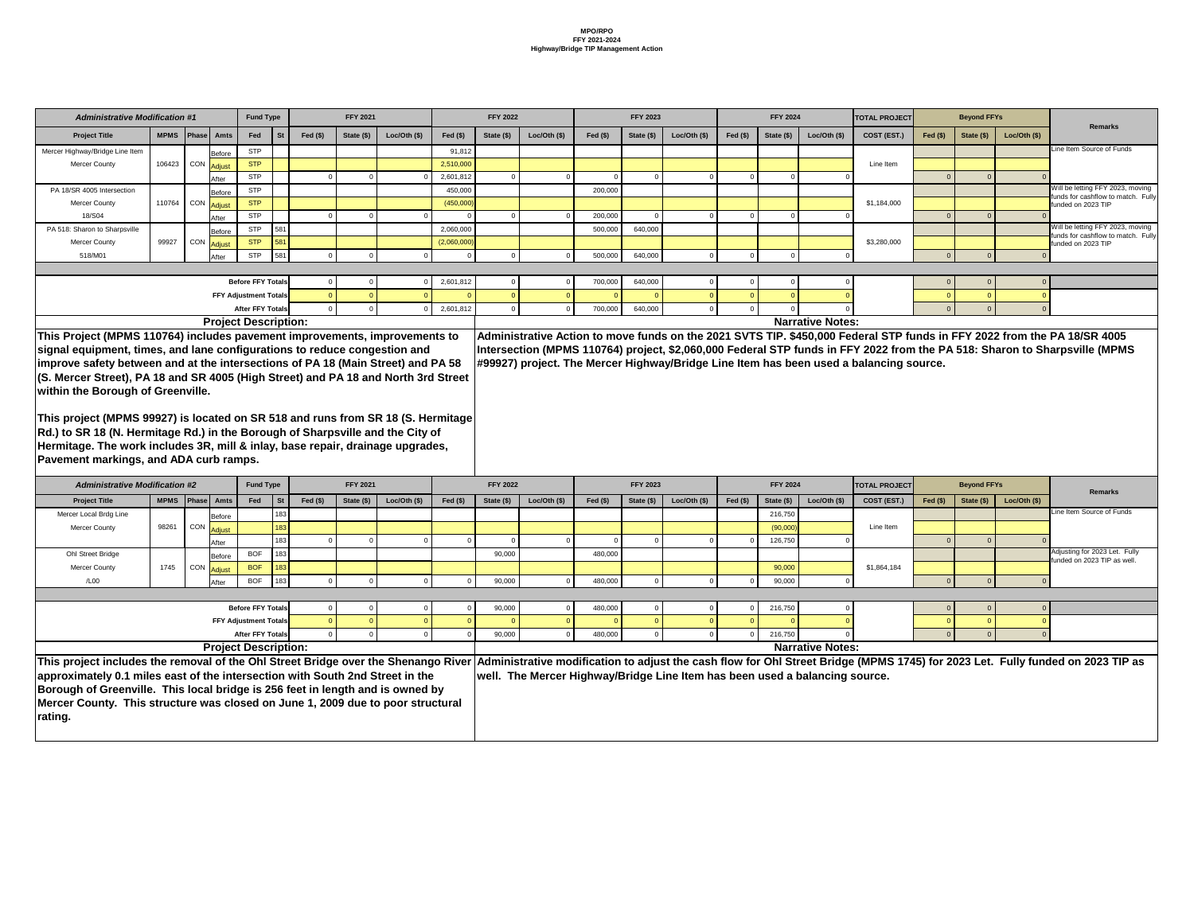**MPO/RPO**
**FFY 2021-2024**
**Highway/Bridge TIP Management Action**

| *Administrative Modification #1* | | | | Fund Type | | FFY 2021 | | | FFY 2022 | | | FFY 2023 | | | FFY 2024 | | | TOTAL PROJECT | Beyond FFYs | | | Remarks |
|---|---|---|---|---|---|---|---|---|---|---|---|---|---|---|---|---|---|---|---|---|---|---|
| Project Title | MPMS | Phase | Amts | Fed | St | Fed ($) | State ($) | Loc/Oth ($) | Fed ($) | State ($) | Loc/Oth ($) | Fed ($) | State ($) | Loc/Oth ($) | Fed ($) | State ($) | Loc/Oth ($) | COST (EST.) | Fed ($) | State ($) | Loc/Oth ($) | |
| Mercer Highway/Bridge Line Item | | | Before | STP | | | | | 91,812 | | | | | | | | | | | | | Line Item Source of Funds |
| Mercer County | 106423 | CON | Adjust | STP | | | | | 2,510,000 | | | | | | | | | Line Item | | | | |
| | | | After | STP | | 0 | 0 | 0 | 2,601,812 | 0 | 0 | 0 | 0 | 0 | 0 | 0 | 0 | | 0 | 0 | 0 | |
| PA 18/SR 4005 Intersection | | | Before | STP | | | | | 450,000 | | | 200,000 | | | | | | | | | | Will be letting FFY 2023, moving funds for cashflow to match. Fully funded on 2023 TIP |
| Mercer County | 110764 | CON | Adjust | STP | | | | | (450,000) | | | | | | | | | $1,184,000 | | | | |
| 18/S04 | | | After | STP | | 0 | 0 | 0 | 0 | 0 | 0 | 200,000 | 0 | 0 | 0 | 0 | 0 | | 0 | 0 | 0 | |
| PA 518: Sharon to Sharpsville | | | Before | STP | 581 | | | | 2,060,000 | | | 500,000 | 640,000 | | | | | | | | | Will be letting FFY 2023, moving funds for cashflow to match. Fully funded on 2023 TIP |
| Mercer County | 99927 | CON | Adjust | STP | 581 | | | | (2,060,000) | | | | | | | | | $3,280,000 | | | | |
| 518/M01 | | | After | STP | 581 | 0 | 0 | 0 | 0 | 0 | 0 | 500,000 | 640,000 | 0 | 0 | 0 | 0 | | 0 | 0 | 0 | |
| | | | | | | | | | | | | | | | | | | | | | | |
| Before FFY Totals | | | | | | 0 | 0 | 0 | 2,601,812 | 0 | 0 | 700,000 | 640,000 | 0 | 0 | 0 | 0 | | 0 | 0 | 0 | |
| FFY Adjustment Totals | | | | | | 0 | 0 | 0 | 0 | 0 | 0 | 0 | 0 | 0 | 0 | 0 | 0 | | 0 | 0 | 0 | |
| After FFY Totals | | | | | | 0 | 0 | 0 | 2,601,812 | 0 | 0 | 700,000 | 640,000 | 0 | 0 | 0 | 0 | | 0 | 0 | 0 | |

**Project Description:**

**This Project (MPMS 110764) includes pavement improvements, improvements to signal equipment, times, and lane configurations to reduce congestion and improve safety between and at the intersections of PA 18 (Main Street) and PA 58 (S. Mercer Street), PA 18 and SR 4005 (High Street) and PA 18 and North 3rd Street within the Borough of Greenville.**

**This project (MPMS 99927) is located on SR 518 and runs from SR 18 (S. Hermitage Rd.) to SR 18 (N. Hermitage Rd.) in the Borough of Sharpsville and the City of Hermitage. The work includes 3R, mill & inlay, base repair, drainage upgrades, Pavement markings, and ADA curb ramps.**

**Narrative Notes:**

**Administrative Action to move funds on the 2021 SVTS TIP. $450,000 Federal STP funds in FFY 2022 from the PA 18/SR 4005 Intersection (MPMS 110764) project, $2,060,000 Federal STP funds in FFY 2022 from the PA 518: Sharon to Sharpsville (MPMS #99927) project. The Mercer Highway/Bridge Line Item has been used a balancing source.**

| *Administrative Modification #2* | | | | Fund Type | | FFY 2021 | | | FFY 2022 | | | FFY 2023 | | | FFY 2024 | | | TOTAL PROJECT | Beyond FFYs | | | Remarks |
|---|---|---|---|---|---|---|---|---|---|---|---|---|---|---|---|---|---|---|---|---|---|---|
| Project Title | MPMS | Phase | Amts | Fed | St | Fed ($) | State ($) | Loc/Oth ($) | Fed ($) | State ($) | Loc/Oth ($) | Fed ($) | State ($) | Loc/Oth ($) | Fed ($) | State ($) | Loc/Oth ($) | COST (EST.) | Fed ($) | State ($) | Loc/Oth ($) | |
| Mercer Local Brdg Line | | | Before | | 183 | | | | | | | | | | | 216,750 | | | | | | Line Item Source of Funds |
| Mercer County | 98261 | CON | Adjust | | 183 | | | | | | | | | | | (90,000) | | Line Item | | | | |
| | | | After | | 183 | 0 | 0 | 0 | 0 | 0 | 0 | 0 | 0 | 0 | 0 | 126,750 | 0 | | 0 | 0 | 0 | |
| Ohl Street Bridge | | | Before | BOF | 183 | | | | | 90,000 | | 480,000 | | | | | | | | | | Adjusting for 2023 Let. Fully funded on 2023 TIP as well. |
| Mercer County | 1745 | CON | Adjust | BOF | 183 | | | | | | | | | | | 90,000 | | $1,864,184 | | | | |
| /L00 | | | After | BOF | 183 | 0 | 0 | 0 | 0 | 90,000 | 0 | 480,000 | 0 | 0 | 0 | 90,000 | 0 | | 0 | 0 | 0 | |
| | | | | | | | | | | | | | | | | | | | | | | |
| Before FFY Totals | | | | | | 0 | 0 | 0 | 0 | 90,000 | 0 | 480,000 | 0 | 0 | 0 | 216,750 | 0 | | 0 | 0 | 0 | |
| FFY Adjustment Totals | | | | | | 0 | 0 | 0 | 0 | 0 | 0 | 0 | 0 | 0 | 0 | 0 | 0 | | 0 | 0 | 0 | |
| After FFY Totals | | | | | | 0 | 0 | 0 | 0 | 90,000 | 0 | 480,000 | 0 | 0 | 0 | 216,750 | 0 | | 0 | 0 | 0 | |

**Project Description:**

**This project includes the removal of the Ohl Street Bridge over the Shenango River approximately 0.1 miles east of the intersection with South 2nd Street in the Borough of Greenville. This local bridge is 256 feet in length and is owned by Mercer County. This structure was closed on June 1, 2009 due to poor structural rating.**

**Narrative Notes:**

**Administrative modification to adjust the cash flow for Ohl Street Bridge (MPMS 1745) for 2023 Let. Fully funded on 2023 TIP as well. The Mercer Highway/Bridge Line Item has been used a balancing source.**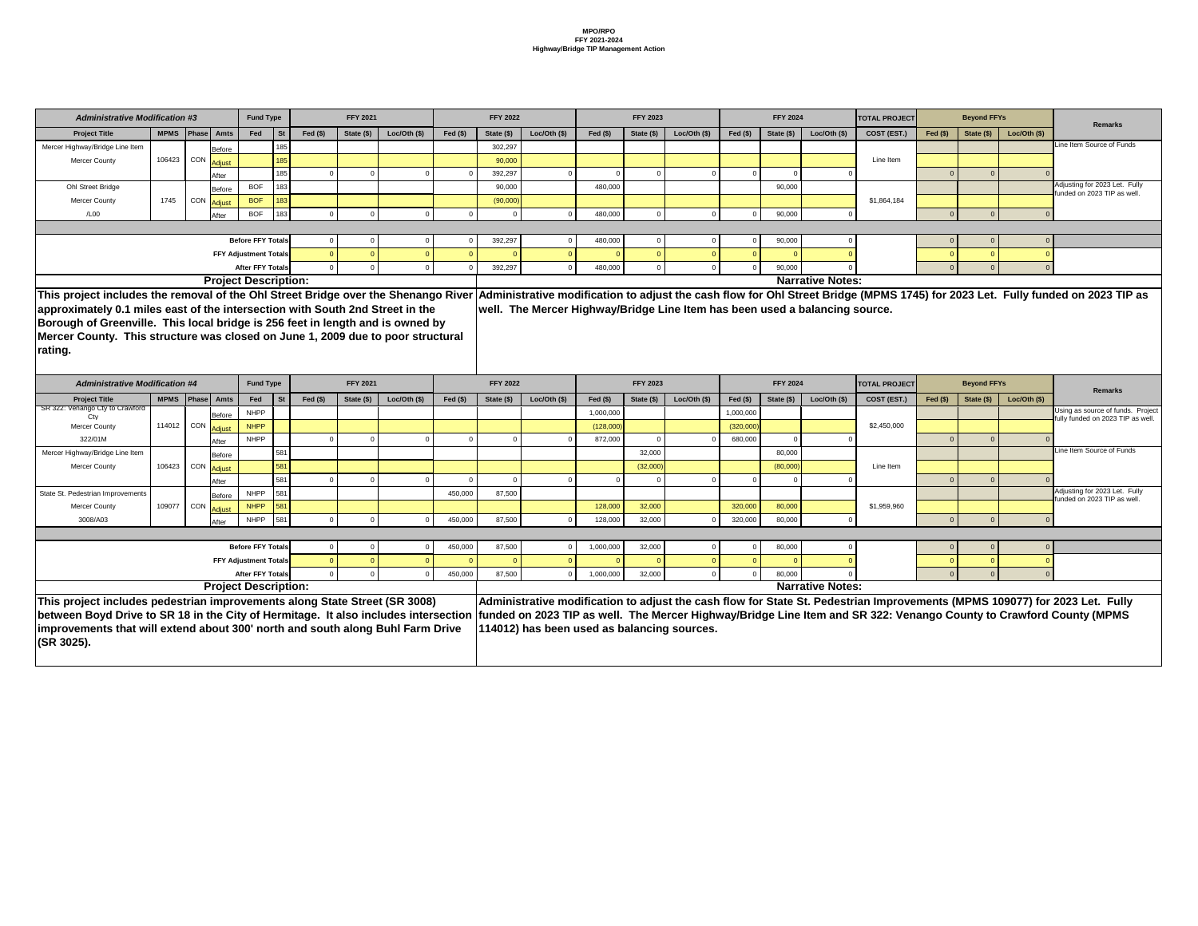**MPO/RPO**
**FFY 2021-2024**
**Highway/Bridge TIP Management Action**

| Administrative Modification #3 | | | | Fund Type | | FFY 2021 | | | FFY 2022 | | | FFY 2023 | | | FFY 2024 | | | TOTAL PROJECT | Beyond FFYs | | | Remarks |
|---|---|---|---|---|---|---|---|---|---|---|---|---|---|---|---|---|---|---|---|---|---|---|
| Project Title | MPMS | Phase | Amts | Fed | St | Fed ($) | State ($) | Loc/Oth ($) | Fed ($) | State ($) | Loc/Oth ($) | Fed ($) | State ($) | Loc/Oth ($) | Fed ($) | State ($) | Loc/Oth ($) | COST (EST.) | Fed ($) | State ($) | Loc/Oth ($) | |
| Mercer Highway/Bridge Line Item | | | Before | | 185 | | | | | 302,297 | | | | | | | | | | | | Line Item Source of Funds |
| Mercer County | 106423 | CON | Adjust | | 185 | | | | | 90,000 | | | | | | | | Line Item | | | | |
| | | | After | | 185 | 0 | 0 | 0 | 0 | 392,297 | 0 | 0 | 0 | 0 | 0 | 0 | 0 | | 0 | 0 | 0 | |
| Ohl Street Bridge | | | Before | BOF | 183 | | | | | 90,000 | | 480,000 | | | | 90,000 | | | | | | Adjusting for 2023 Let. Fully funded on 2023 TIP as well. |
| Mercer County | 1745 | CON | Adjust | BOF | 183 | | | | | (90,000) | | | | | | | | $1,864,184 | | | | |
| /L00 | | | After | BOF | 183 | 0 | 0 | 0 | 0 | 0 | 0 | 480,000 | 0 | 0 | 0 | 90,000 | 0 | | 0 | 0 | 0 | |
| | | | Before FFY Totals | | | 0 | 0 | 0 | 0 | 392,297 | 0 | 480,000 | 0 | 0 | 0 | 90,000 | 0 | | 0 | 0 | 0 | |
| | | | FFY Adjustment Totals | | | 0 | 0 | 0 | 0 | 0 | 0 | 0 | 0 | 0 | 0 | 0 | 0 | | 0 | 0 | 0 | |
| | | | After FFY Totals | | | 0 | 0 | 0 | 0 | 392,297 | 0 | 480,000 | 0 | 0 | 0 | 90,000 | 0 | | 0 | 0 | 0 | |

**Project Description:**

This project includes the removal of the Ohl Street Bridge over the Shenango River approximately 0.1 miles east of the intersection with South 2nd Street in the Borough of Greenville. This local bridge is 256 feet in length and is owned by Mercer County. This structure was closed on June 1, 2009 due to poor structural rating.

**Narrative Notes:**

Administrative modification to adjust the cash flow for Ohl Street Bridge (MPMS 1745) for 2023 Let. Fully funded on 2023 TIP as well. The Mercer Highway/Bridge Line Item has been used a balancing source.

| Administrative Modification #4 | | | | Fund Type | | FFY 2021 | | | FFY 2022 | | | FFY 2023 | | | FFY 2024 | | | TOTAL PROJECT | Beyond FFYs | | | Remarks |
|---|---|---|---|---|---|---|---|---|---|---|---|---|---|---|---|---|---|---|---|---|---|---|
| Project Title | MPMS | Phase | Amts | Fed | St | Fed ($) | State ($) | Loc/Oth ($) | Fed ($) | State ($) | Loc/Oth ($) | Fed ($) | State ($) | Loc/Oth ($) | Fed ($) | State ($) | Loc/Oth ($) | COST (EST.) | Fed ($) | State ($) | Loc/Oth ($) | |
| SR 322: Venango Cty to Crawford Cty | | | Before | NHPP | | | | | | | | 1,000,000 | | | 1,000,000 | | | | | | | Using as source of funds. Project fully funded on 2023 TIP as well. |
| Mercer County | 114012 | CON | Adjust | NHPP | | | | | | | | (128,000) | | | (320,000) | | | $2,450,000 | | | | |
| 322/01M | | | After | NHPP | | 0 | 0 | 0 | 0 | 0 | 0 | 872,000 | 0 | 0 | 680,000 | 0 | 0 | | 0 | 0 | 0 | |
| Mercer Highway/Bridge Line Item | | | Before | | 581 | | | | | | | | 32,000 | | | 80,000 | | | | | | Line Item Source of Funds |
| Mercer County | 106423 | CON | Adjust | | 581 | | | | | | | | (32,000) | | | (80,000) | | Line Item | | | | |
| | | | After | | 581 | 0 | 0 | 0 | 0 | 0 | 0 | 0 | 0 | 0 | 0 | 0 | 0 | | 0 | 0 | 0 | |
| State St. Pedestrian Improvements | | | Before | NHPP | 581 | | | | 450,000 | 87,500 | | | | | | | | | | | | Adjusting for 2023 Let. Fully funded on 2023 TIP as well. |
| Mercer County | 109077 | CON | Adjust | NHPP | 581 | | | | | | | 128,000 | 32,000 | | 320,000 | 80,000 | | $1,959,960 | | | | |
| 3008/A03 | | | After | NHPP | 581 | 0 | 0 | 0 | 450,000 | 87,500 | 0 | 128,000 | 32,000 | 0 | 320,000 | 80,000 | 0 | | 0 | 0 | 0 | |
| | | | Before FFY Totals | | | 0 | 0 | 0 | 450,000 | 87,500 | 0 | 1,000,000 | 32,000 | 0 | 0 | 80,000 | 0 | | 0 | 0 | 0 | |
| | | | FFY Adjustment Totals | | | 0 | 0 | 0 | 0 | 0 | 0 | 0 | 0 | 0 | 0 | 0 | 0 | | 0 | 0 | 0 | |
| | | | After FFY Totals | | | 0 | 0 | 0 | 450,000 | 87,500 | 0 | 1,000,000 | 32,000 | 0 | 0 | 80,000 | 0 | | 0 | 0 | 0 | |

**Project Description:**

This project includes pedestrian improvements along State Street (SR 3008) between Boyd Drive to SR 18 in the City of Hermitage. It also includes intersection improvements that will extend about 300' north and south along Buhl Farm Drive (SR 3025).

**Narrative Notes:**

Administrative modification to adjust the cash flow for State St. Pedestrian Improvements (MPMS 109077) for 2023 Let. Fully funded on 2023 TIP as well. The Mercer Highway/Bridge Line Item and SR 322: Venango County to Crawford County (MPMS 114012) has been used as balancing sources.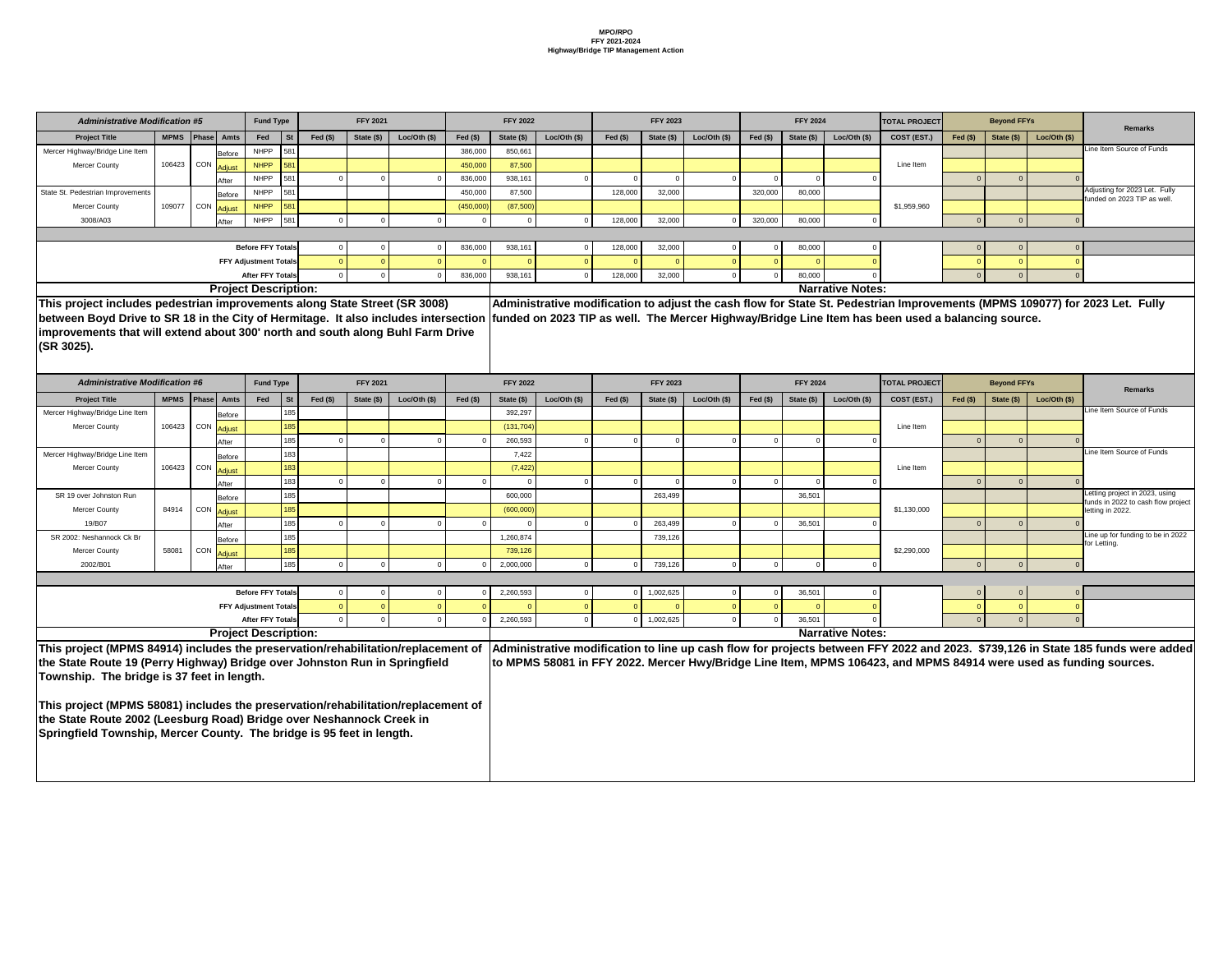**MPO/RPO**
**FFY 2021-2024**
**Highway/Bridge TIP Management Action**

| *Administrative Modification #5* | | | | Fund Type | | FFY 2021 | | | FFY 2022 | | | FFY 2023 | | | FFY 2024 | | | TOTAL PROJECT | Beyond FFYs | | | Remarks |
|---|---|---|---|---|---|---|---|---|---|---|---|---|---|---|---|---|---|---|---|---|---|---|
| Project Title | MPMS | Phase | Amts | Fed | St | Fed ($) | State ($) | Loc/Oth ($) | Fed ($) | State ($) | Loc/Oth ($) | Fed ($) | State ($) | Loc/Oth ($) | Fed ($) | State ($) | Loc/Oth ($) | COST (EST.) | Fed ($) | State ($) | Loc/Oth ($) | |
| Mercer Highway/Bridge Line Item | | | Before | NHPP | 581 | | | | 386,000 | 850,661 | | | | | | | | | | | | Line Item Source of Funds |
| Mercer County | 106423 | CON | Adjust | NHPP | 581 | | | | 450,000 | 87,500 | | | | | | | | Line Item | | | | |
| | | | After | NHPP | 581 | 0 | 0 | 0 | 836,000 | 938,161 | 0 | 0 | 0 | 0 | 0 | 0 | 0 | | 0 | 0 | 0 | |
| State St. Pedestrian Improvements | | | Before | NHPP | 581 | | | | 450,000 | 87,500 | | 128,000 | 32,000 | | 320,000 | 80,000 | | | | | | Adjusting for 2023 Let. Fully funded on 2023 TIP as well. |
| Mercer County | 109077 | CON | Adjust | NHPP | 581 | | | | (450,000) | (87,500) | | | | | | | | $1,959,960 | | | | |
| 3008/A03 | | | After | NHPP | 581 | 0 | 0 | 0 | 0 | 0 | 0 | 128,000 | 32,000 | 0 | 320,000 | 80,000 | 0 | | 0 | 0 | 0 | |
| | | | Before FFY Totals | | | 0 | 0 | 0 | 836,000 | 938,161 | 0 | 128,000 | 32,000 | 0 | 0 | 80,000 | 0 | | 0 | 0 | 0 | |
| | | | FFY Adjustment Totals | | | 0 | 0 | 0 | 0 | 0 | 0 | 0 | 0 | 0 | 0 | 0 | 0 | | 0 | 0 | 0 | |
| | | | After FFY Totals | | | 0 | 0 | 0 | 836,000 | 938,161 | 0 | 128,000 | 32,000 | 0 | 0 | 80,000 | 0 | | 0 | 0 | 0 | |

**Project Description:**

This project includes pedestrian improvements along State Street (SR 3008) between Boyd Drive to SR 18 in the City of Hermitage. It also includes intersection improvements that will extend about 300' north and south along Buhl Farm Drive (SR 3025).

**Narrative Notes:**

Administrative modification to adjust the cash flow for State St. Pedestrian Improvements (MPMS 109077) for 2023 Let. Fully funded on 2023 TIP as well. The Mercer Highway/Bridge Line Item has been used a balancing source.

| *Administrative Modification #6* | | | | Fund Type | | FFY 2021 | | | FFY 2022 | | | FFY 2023 | | | FFY 2024 | | | TOTAL PROJECT | Beyond FFYs | | | Remarks |
|---|---|---|---|---|---|---|---|---|---|---|---|---|---|---|---|---|---|---|---|---|---|---|
| Project Title | MPMS | Phase | Amts | Fed | St | Fed ($) | State ($) | Loc/Oth ($) | Fed ($) | State ($) | Loc/Oth ($) | Fed ($) | State ($) | Loc/Oth ($) | Fed ($) | State ($) | Loc/Oth ($) | COST (EST.) | Fed ($) | State ($) | Loc/Oth ($) | |
| Mercer Highway/Bridge Line Item | | | Before | | 185 | | | | | 392,297 | | | | | | | | | | | | Line Item Source of Funds |
| Mercer County | 106423 | CON | Adjust | | 185 | | | | | (131,704) | | | | | | | | Line Item | | | | |
| | | | After | | 185 | 0 | 0 | 0 | 0 | 260,593 | 0 | 0 | 0 | 0 | 0 | 0 | 0 | | 0 | 0 | 0 | |
| Mercer Highway/Bridge Line Item | | | Before | | 183 | | | | | 7,422 | | | | | | | | | | | | Line Item Source of Funds |
| Mercer County | 106423 | CON | Adjust | | 183 | | | | | (7,422) | | | | | | | | Line Item | | | | |
| | | | After | | 183 | 0 | 0 | 0 | 0 | 0 | 0 | 0 | 0 | 0 | 0 | 0 | 0 | | 0 | 0 | 0 | |
| SR 19 over Johnston Run | | | Before | | 185 | | | | | 600,000 | | | 263,499 | | | 36,501 | | | | | | Letting project in 2023, using funds in 2022 to cash flow project letting in 2022. |
| Mercer County | 84914 | CON | Adjust | | 185 | | | | | (600,000) | | | | | | | | $1,130,000 | | | | |
| 19/B07 | | | After | | 185 | 0 | 0 | 0 | 0 | 0 | 0 | 0 | 263,499 | 0 | 0 | 36,501 | 0 | | 0 | 0 | 0 | |
| SR 2002: Neshannock Ck Br | | | Before | | 185 | | | | | 1,260,874 | | | 739,126 | | | | | | | | | Line up for funding to be in 2022 for Letting. |
| Mercer County | 58081 | CON | Adjust | | 185 | | | | | 739,126 | | | | | | | | $2,290,000 | | | | |
| 2002/B01 | | | After | | 185 | 0 | 0 | 0 | 0 | 2,000,000 | 0 | 0 | 739,126 | 0 | 0 | 0 | 0 | | 0 | 0 | 0 | |
| | | | Before FFY Totals | | | 0 | 0 | 0 | 0 | 2,260,593 | 0 | 0 | 1,002,625 | 0 | 0 | 36,501 | 0 | | 0 | 0 | 0 | |
| | | | FFY Adjustment Totals | | | 0 | 0 | 0 | 0 | 0 | 0 | 0 | 0 | 0 | 0 | 0 | 0 | | 0 | 0 | 0 | |
| | | | After FFY Totals | | | 0 | 0 | 0 | 0 | 2,260,593 | 0 | 0 | 1,002,625 | 0 | 0 | 36,501 | 0 | | 0 | 0 | 0 | |

**Project Description:**

This project (MPMS 84914) includes the preservation/rehabilitation/replacement of the State Route 19 (Perry Highway) Bridge over Johnston Run in Springfield Township. The bridge is 37 feet in length.

This project (MPMS 58081) includes the preservation/rehabilitation/replacement of the State Route 2002 (Leesburg Road) Bridge over Neshannock Creek in Springfield Township, Mercer County. The bridge is 95 feet in length.

**Narrative Notes:**

Administrative modification to line up cash flow for projects between FFY 2022 and 2023. $739,126 in State 185 funds were added to MPMS 58081 in FFY 2022. Mercer Hwy/Bridge Line Item, MPMS 106423, and MPMS 84914 were used as funding sources.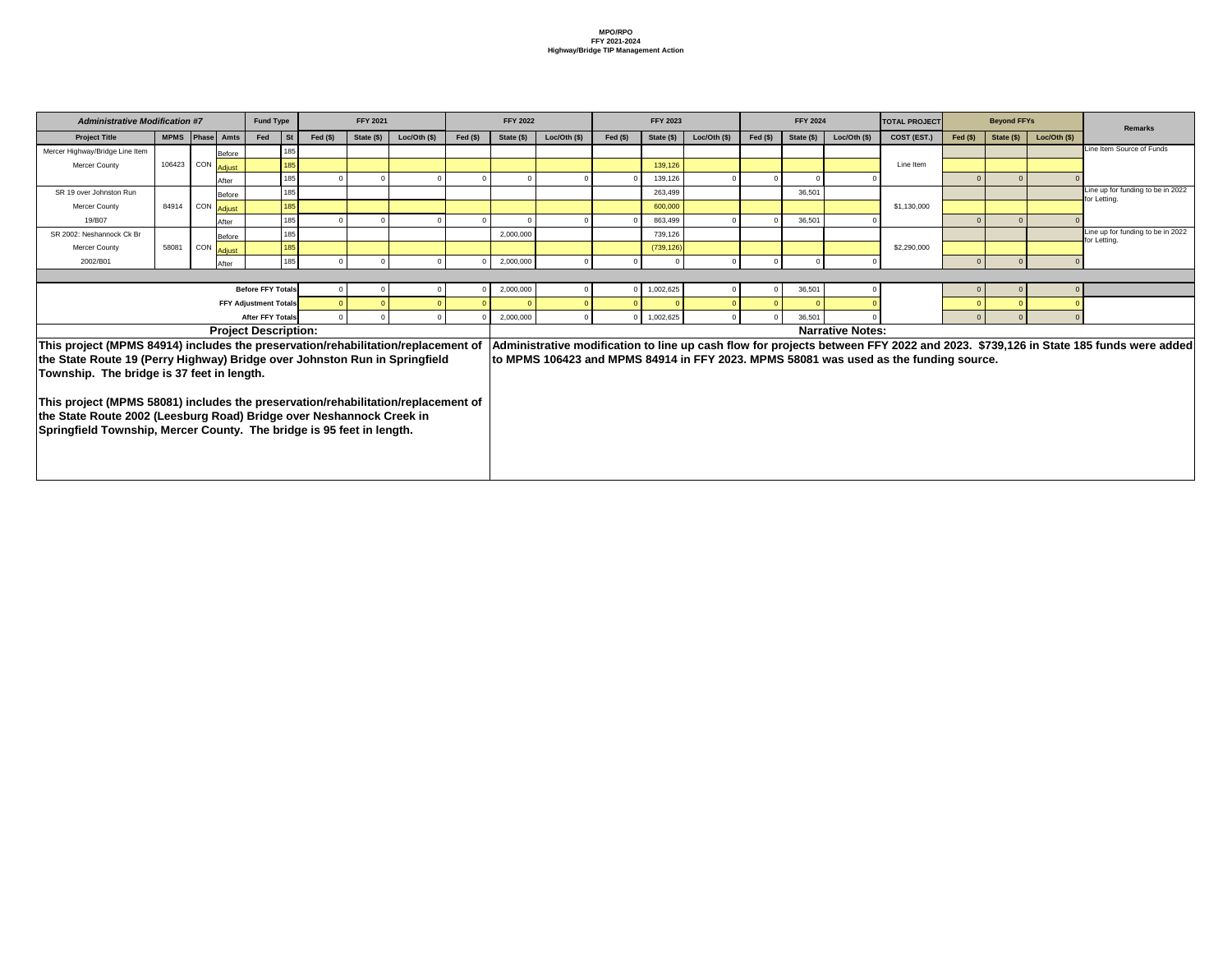**MPO/RPO**
**FFY 2021-2024**
**Highway/Bridge TIP Management Action**

| Administrative Modification #7 | | | | Fund Type | | FFY 2021 | | | FFY 2022 | | | FFY 2023 | | | FFY 2024 | | | TOTAL PROJECT | Beyond FFYs | | | Remarks |
|---|---|---|---|---|---|---|---|---|---|---|---|---|---|---|---|---|---|---|---|---|---|---|
| Project Title | MPMS | Phase | Amts | Fed | St | Fed ($) | State ($) | Loc/Oth ($) | Fed ($) | State ($) | Loc/Oth ($) | Fed ($) | State ($) | Loc/Oth ($) | Fed ($) | State ($) | Loc/Oth ($) | COST (EST.) | Fed ($) | State ($) | Loc/Oth ($) | |
| Mercer Highway/Bridge Line Item | | | Before | | 185 | | | | | | | | | | | | | | | | | Line Item Source of Funds |
| Mercer County | 106423 | CON | Adjust | | 185 | | | | | | | | 139,126 | | | | | Line Item | | | | |
| | | | After | | 185 | 0 | 0 | 0 | 0 | 0 | 0 | 0 | 139,126 | 0 | 0 | 0 | 0 | | 0 | 0 | 0 | |
| SR 19 over Johnston Run | | | Before | | 185 | | | | | | | | 263,499 | | | 36,501 | | | | | | Line up for funding to be in 2022 for Letting. |
| Mercer County | 84914 | CON | Adjust | | 185 | | | | | | | | 600,000 | | | | | $1,130,000 | | | | |
| 19/B07 | | | After | | 185 | 0 | 0 | 0 | 0 | 0 | 0 | 0 | 863,499 | 0 | 0 | 36,501 | 0 | | 0 | 0 | 0 | |
| SR 2002: Neshannock Ck Br | | | Before | | 185 | | | | | 2,000,000 | | | 739,126 | | | | | | | | | Line up for funding to be in 2022 for Letting. |
| Mercer County | 58081 | CON | Adjust | | 185 | | | | | | | | (739,126) | | | | | $2,290,000 | | | | |
| 2002/B01 | | | After | | 185 | 0 | 0 | 0 | 0 | 2,000,000 | 0 | 0 | 0 | 0 | 0 | 0 | 0 | | 0 | 0 | 0 | |
| | | | | | | | | | | | | | | | | | | | | | | |
| Before FFY Totals | | | | | | 0 | 0 | 0 | 0 | 2,000,000 | 0 | 0 | 1,002,625 | 0 | 0 | 36,501 | 0 | | 0 | 0 | 0 | |
| FFY Adjustment Totals | | | | | | 0 | 0 | 0 | 0 | 0 | 0 | 0 | 0 | 0 | 0 | 0 | 0 | | 0 | 0 | 0 | |
| After FFY Totals | | | | | | 0 | 0 | 0 | 0 | 2,000,000 | 0 | 0 | 1,002,625 | 0 | 0 | 36,501 | 0 | | 0 | 0 | 0 | |

**Project Description:**

**This project (MPMS 84914) includes the preservation/rehabilitation/replacement of the State Route 19 (Perry Highway) Bridge over Johnston Run in Springfield Township. The bridge is 37 feet in length.**

**This project (MPMS 58081) includes the preservation/rehabilitation/replacement of the State Route 2002 (Leesburg Road) Bridge over Neshannock Creek in Springfield Township, Mercer County. The bridge is 95 feet in length.**

**Narrative Notes:**

**Administrative modification to line up cash flow for projects between FFY 2022 and 2023. $739,126 in State 185 funds were added to MPMS 106423 and MPMS 84914 in FFY 2023. MPMS 58081 was used as the funding source.**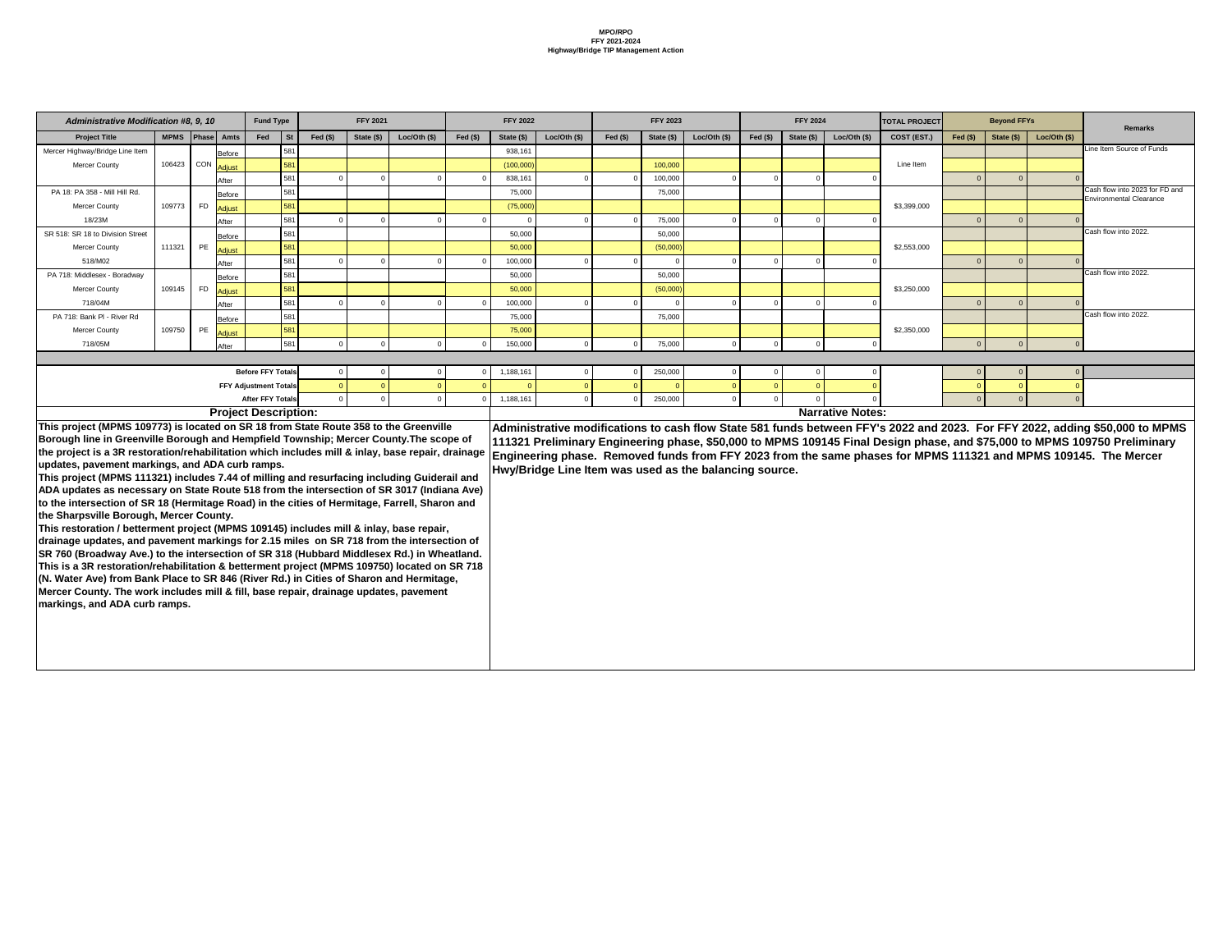**MPO/RPO**
**FFY 2021-2024**
**Highway/Bridge TIP Management Action**

| *Administrative Modification #8, 9, 10* | | | | Fund Type | | FFY 2021 | | | FFY 2022 | | | FFY 2023 | | | FFY 2024 | | | TOTAL PROJECT | Beyond FFYs | | | Remarks |
|---|---|---|---|---|---|---|---|---|---|---|---|---|---|---|---|---|---|---|---|---|---|---|
| Project Title | MPMS | Phase | Amts | Fed | St | Fed ($) | State ($) | Loc/Oth ($) | Fed ($) | State ($) | Loc/Oth ($) | Fed ($) | State ($) | Loc/Oth ($) | Fed ($) | State ($) | Loc/Oth ($) | COST (EST.) | Fed ($) | State ($) | Loc/Oth ($) | |
| Mercer Highway/Bridge Line Item | | | Before | | 581 | | | | | 938,161 | | | | | | | | | | | | Line Item Source of Funds |
| Mercer County | 106423 | CON | Adjust | | 581 | | | | | (100,000) | | | 100,000 | | | | | Line Item | | | | |
| | | | After | | 581 | 0 | 0 | 0 | 0 | 838,161 | 0 | 0 | 100,000 | 0 | 0 | 0 | 0 | | 0 | 0 | 0 | |
| PA 18: PA 358 - Mill Hill Rd. | | | Before | | 581 | | | | | 75,000 | | | 75,000 | | | | | | | | | Cash flow into 2023 for FD and Environmental Clearance |
| Mercer County | 109773 | FD | Adjust | | 581 | | | | | (75,000) | | | | | | | | $3,399,000 | | | | |
| 18/23M | | | After | | 581 | 0 | 0 | 0 | 0 | 0 | 0 | 0 | 75,000 | 0 | 0 | 0 | 0 | | 0 | 0 | 0 | |
| SR 518: SR 18 to Division Street | | | Before | | 581 | | | | | 50,000 | | | 50,000 | | | | | | | | | Cash flow into 2022. |
| Mercer County | 111321 | PE | Adjust | | 581 | | | | | 50,000 | | | (50,000) | | | | | $2,553,000 | | | | |
| 518/M02 | | | After | | 581 | 0 | 0 | 0 | 0 | 100,000 | 0 | 0 | 0 | 0 | 0 | 0 | 0 | | 0 | 0 | 0 | |
| PA 718: Middlesex - Boradway | | | Before | | 581 | | | | | 50,000 | | | 50,000 | | | | | | | | | Cash flow into 2022. |
| Mercer County | 109145 | FD | Adjust | | 581 | | | | | 50,000 | | | (50,000) | | | | | $3,250,000 | | | | |
| 718/04M | | | After | | 581 | 0 | 0 | 0 | 0 | 100,000 | 0 | 0 | 0 | 0 | 0 | 0 | 0 | | 0 | 0 | 0 | |
| PA 718: Bank Pl - River Rd | | | Before | | 581 | | | | | 75,000 | | | 75,000 | | | | | | | | | Cash flow into 2022. |
| Mercer County | 109750 | PE | Adjust | | 581 | | | | | 75,000 | | | | | | | | $2,350,000 | | | | |
| 718/05M | | | After | | 581 | 0 | 0 | 0 | 0 | 150,000 | 0 | 0 | 75,000 | 0 | 0 | 0 | 0 | | 0 | 0 | 0 | |
| | | | | | **Before FFY Totals** | 0 | 0 | 0 | 0 | 1,188,161 | 0 | 0 | 250,000 | 0 | 0 | 0 | 0 | | 0 | 0 | 0 | |
| | | | | | **FFY Adjustment Totals** | 0 | 0 | 0 | 0 | 0 | 0 | 0 | 0 | 0 | 0 | 0 | 0 | | 0 | 0 | 0 | |
| | | | | | **After FFY Totals** | 0 | 0 | 0 | 0 | 1,188,161 | 0 | 0 | 250,000 | 0 | 0 | 0 | 0 | | 0 | 0 | 0 | |

## Project Description:

**This project (MPMS 109773) is located on SR 18 from State Route 358 to the Greenville Borough line in Greenville Borough and Hempfield Township; Mercer County.The scope of the project is a 3R restoration/rehabilitation which includes mill & inlay, base repair, drainage updates, pavement markings, and ADA curb ramps.**
**This project (MPMS 111321) includes 7.44 of milling and resurfacing including Guiderail and ADA updates as necessary on State Route 518 from the intersection of SR 3017 (Indiana Ave) to the intersection of SR 18 (Hermitage Road) in the cities of Hermitage, Farrell, Sharon and the Sharpsville Borough, Mercer County.**
**This restoration / betterment project (MPMS 109145) includes mill & inlay, base repair, drainage updates, and pavement markings for 2.15 miles on SR 718 from the intersection of SR 760 (Broadway Ave.) to the intersection of SR 318 (Hubbard Middlesex Rd.) in Wheatland.**
**This is a 3R restoration/rehabilitation & betterment project (MPMS 109750) located on SR 718 (N. Water Ave) from Bank Place to SR 846 (River Rd.) in Cities of Sharon and Hermitage, Mercer County. The work includes mill & fill, base repair, drainage updates, pavement markings, and ADA curb ramps.**

## Narrative Notes:

**Administrative modifications to cash flow State 581 funds between FFY's 2022 and 2023. For FFY 2022, adding $50,000 to MPMS 111321 Preliminary Engineering phase, $50,000 to MPMS 109145 Final Design phase, and $75,000 to MPMS 109750 Preliminary Engineering phase. Removed funds from FFY 2023 from the same phases for MPMS 111321 and MPMS 109145. The Mercer Hwy/Bridge Line Item was used as the balancing source.**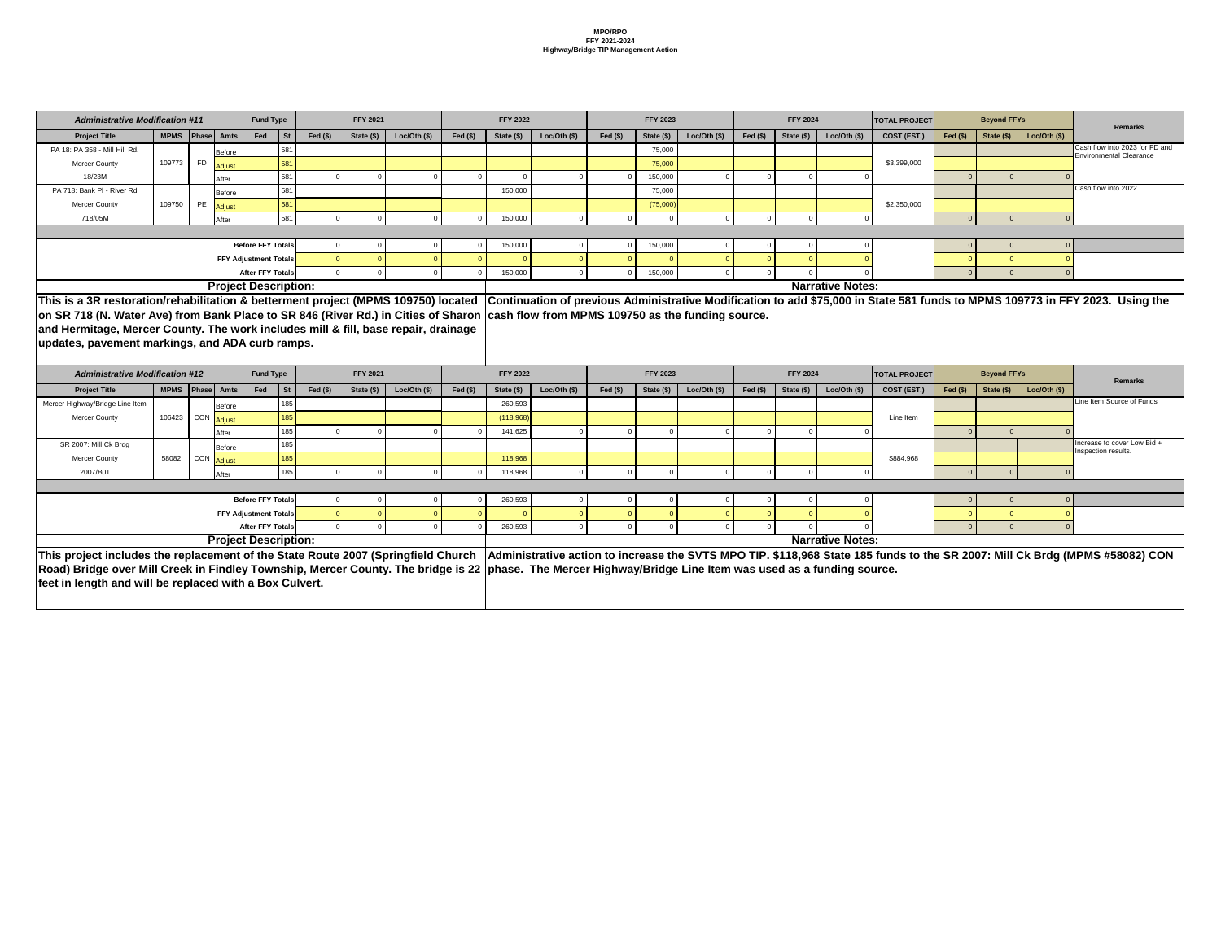**MPO/RPO**
**FFY 2021-2024**
**Highway/Bridge TIP Management Action**

| Administrative Modification #11 | | | | Fund Type | | FFY 2021 | | | FFY 2022 | | | FFY 2023 | | | FFY 2024 | | | TOTAL PROJECT | Beyond FFYs | | | Remarks |
|---|---|---|---|---|---|---|---|---|---|---|---|---|---|---|---|---|---|---|---|---|---|---|
| Project Title | MPMS | Phase | Amts | Fed | St | Fed ($) | State ($) | Loc/Oth ($) | Fed ($) | State ($) | Loc/Oth ($) | Fed ($) | State ($) | Loc/Oth ($) | Fed ($) | State ($) | Loc/Oth ($) | COST (EST.) | Fed ($) | State ($) | Loc/Oth ($) | |
| PA 18: PA 358 - Mill Hill Rd. | | | Before | | 581 | | | | | | | | 75,000 | | | | | | | | | Cash flow into 2023 for FD and Environmental Clearance |
| Mercer County | 109773 | FD | Adjust | | 581 | | | | | | | | 75,000 | | | | | $3,399,000 | | | | |
| 18/23M | | | After | | 581 | 0 | 0 | 0 | 0 | 0 | 0 | 0 | 150,000 | 0 | 0 | 0 | 0 | | 0 | 0 | 0 | |
| PA 718: Bank Pl - River Rd | | | Before | | 581 | | | | | 150,000 | | | 75,000 | | | | | | | | | Cash flow into 2022. |
| Mercer County | 109750 | PE | Adjust | | 581 | | | | | | | | (75,000) | | | | | $2,350,000 | | | | |
| 718/05M | | | After | | 581 | 0 | 0 | 0 | 0 | 150,000 | 0 | 0 | 0 | 0 | 0 | 0 | 0 | | 0 | 0 | 0 | |
| | | | | Before FFY Totals | | 0 | 0 | 0 | 0 | 150,000 | 0 | 0 | 150,000 | 0 | 0 | 0 | 0 | | 0 | 0 | 0 | |
| | | | | FFY Adjustment Totals | | 0 | 0 | 0 | 0 | 0 | 0 | 0 | 0 | 0 | 0 | 0 | 0 | | 0 | 0 | 0 | |
| | | | | After FFY Totals | | 0 | 0 | 0 | 0 | 150,000 | 0 | 0 | 150,000 | 0 | 0 | 0 | 0 | | 0 | 0 | 0 | |

**Project Description:**

This is a 3R restoration/rehabilitation & betterment project (MPMS 109750) located on SR 718 (N. Water Ave) from Bank Place to SR 846 (River Rd.) in Cities of Sharon and Hermitage, Mercer County. The work includes mill & fill, base repair, drainage updates, pavement markings, and ADA curb ramps.

**Narrative Notes:**

Continuation of previous Administrative Modification to add $75,000 in State 581 funds to MPMS 109773 in FFY 2023. Using the cash flow from MPMS 109750 as the funding source.

| Administrative Modification #12 | | | | Fund Type | | FFY 2021 | | | FFY 2022 | | | FFY 2023 | | | FFY 2024 | | | TOTAL PROJECT | Beyond FFYs | | | Remarks |
|---|---|---|---|---|---|---|---|---|---|---|---|---|---|---|---|---|---|---|---|---|---|---|
| Project Title | MPMS | Phase | Amts | Fed | St | Fed ($) | State ($) | Loc/Oth ($) | Fed ($) | State ($) | Loc/Oth ($) | Fed ($) | State ($) | Loc/Oth ($) | Fed ($) | State ($) | Loc/Oth ($) | COST (EST.) | Fed ($) | State ($) | Loc/Oth ($) | |
| Mercer Highway/Bridge Line Item | | | Before | | 185 | | | | | 260,593 | | | | | | | | | | | | Line Item Source of Funds |
| Mercer County | 106423 | CON | Adjust | | 185 | | | | | (118,968) | | | | | | | | Line Item | | | | |
| | | | After | | 185 | 0 | 0 | 0 | 0 | 141,625 | 0 | 0 | 0 | 0 | 0 | 0 | 0 | | 0 | 0 | 0 | |
| SR 2007: Mill Ck Brdg | | | Before | | 185 | | | | | | | | | | | | | | | | | Increase to cover Low Bid + Inspection results. |
| Mercer County | 58082 | CON | Adjust | | 185 | | | | | 118,968 | | | | | | | | $884,968 | | | | |
| 2007/B01 | | | After | | 185 | 0 | 0 | 0 | 0 | 118,968 | 0 | 0 | 0 | 0 | 0 | 0 | 0 | | 0 | 0 | 0 | |
| | | | | Before FFY Totals | | 0 | 0 | 0 | 0 | 260,593 | 0 | 0 | 0 | 0 | 0 | 0 | 0 | | 0 | 0 | 0 | |
| | | | | FFY Adjustment Totals | | 0 | 0 | 0 | 0 | 0 | 0 | 0 | 0 | 0 | 0 | 0 | 0 | | 0 | 0 | 0 | |
| | | | | After FFY Totals | | 0 | 0 | 0 | 0 | 260,593 | 0 | 0 | 0 | 0 | 0 | 0 | 0 | | 0 | 0 | 0 | |

**Project Description:**

This project includes the replacement of the State Route 2007 (Springfield Church Road) Bridge over Mill Creek in Findley Township, Mercer County. The bridge is 22 feet in length and will be replaced with a Box Culvert.

**Narrative Notes:**

Administrative action to increase the SVTS MPO TIP. $118,968 State 185 funds to the SR 2007: Mill Ck Brdg (MPMS #58082) CON phase. The Mercer Highway/Bridge Line Item was used as a funding source.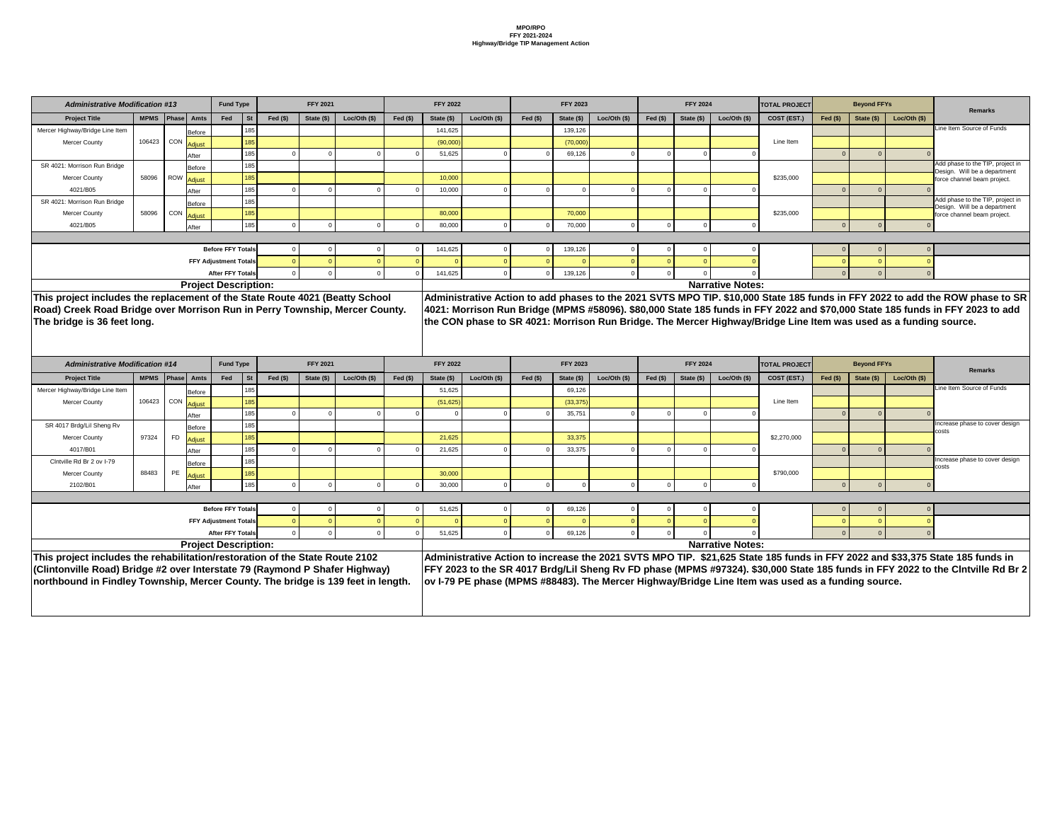**MPO/RPO**
**FFY 2021-2024**
**Highway/Bridge TIP Management Action**

| Administrative Modification #13 | | | | Fund Type | | FFY 2021 | | | FFY 2022 | | | FFY 2023 | | | FFY 2024 | | | TOTAL PROJECT | Beyond FFYs | | | Remarks |
|---|---|---|---|---|---|---|---|---|---|---|---|---|---|---|---|---|---|---|---|---|---|---|
| Project Title | MPMS | Phase | Amts | Fed | St | Fed ($) | State ($) | Loc/Oth ($) | Fed ($) | State ($) | Loc/Oth ($) | Fed ($) | State ($) | Loc/Oth ($) | Fed ($) | State ($) | Loc/Oth ($) | COST (EST.) | Fed ($) | State ($) | Loc/Oth ($) | |
| Mercer Highway/Bridge Line Item | | | Before | | 185 | | | | | 141,625 | | | 139,126 | | | | | | | | | Line Item Source of Funds |
| Mercer County | 106423 | CON | Adjust | | 185 | | | | | (90,000) | | | (70,000) | | | | | Line Item | | | | |
| | | | After | | 185 | 0 | 0 | 0 | 0 | 51,625 | 0 | 0 | 69,126 | 0 | 0 | 0 | 0 | | 0 | 0 | 0 | |
| SR 4021: Morrison Run Bridge | | | Before | | 185 | | | | | | | | | | | | | | | | | Add phase to the TIP, project in Design. Will be a department force channel beam project. |
| Mercer County | 58096 | ROW | Adjust | | 185 | | | | | 10,000 | | | | | | | | $235,000 | | | | |
| 4021/B05 | | | After | | 185 | 0 | 0 | 0 | 0 | 10,000 | 0 | 0 | 0 | 0 | 0 | 0 | 0 | | 0 | 0 | 0 | |
| SR 4021: Morrison Run Bridge | | | Before | | 185 | | | | | | | | | | | | | | | | | Add phase to the TIP, project in Design. Will be a department force channel beam project. |
| Mercer County | 58096 | CON | Adjust | | 185 | | | | | 80,000 | | | 70,000 | | | | | $235,000 | | | | |
| 4021/B05 | | | After | | 185 | 0 | 0 | 0 | 0 | 80,000 | 0 | 0 | 70,000 | 0 | 0 | 0 | 0 | | 0 | 0 | 0 | |
| Before FFY Totals | | | | | | 0 | 0 | 0 | 0 | 141,625 | 0 | 0 | 139,126 | 0 | 0 | 0 | 0 | | 0 | 0 | 0 | |
| FFY Adjustment Totals | | | | | | 0 | 0 | 0 | 0 | 0 | 0 | 0 | 0 | 0 | 0 | 0 | 0 | | 0 | 0 | 0 | |
| After FFY Totals | | | | | | 0 | 0 | 0 | 0 | 141,625 | 0 | 0 | 139,126 | 0 | 0 | 0 | 0 | | 0 | 0 | 0 | |

**Project Description:**

**This project includes the replacement of the State Route 4021 (Beatty School Road) Creek Road Bridge over Morrison Run in Perry Township, Mercer County. The bridge is 36 feet long.**

**Narrative Notes:**

**Administrative Action to add phases to the 2021 SVTS MPO TIP. $10,000 State 185 funds in FFY 2022 to add the ROW phase to SR 4021: Morrison Run Bridge (MPMS #58096). $80,000 State 185 funds in FFY 2022 and $70,000 State 185 funds in FFY 2023 to add the CON phase to SR 4021: Morrison Run Bridge. The Mercer Highway/Bridge Line Item was used as a funding source.**

| Administrative Modification #14 | | | | Fund Type | | FFY 2021 | | | FFY 2022 | | | FFY 2023 | | | FFY 2024 | | | TOTAL PROJECT | Beyond FFYs | | | Remarks |
|---|---|---|---|---|---|---|---|---|---|---|---|---|---|---|---|---|---|---|---|---|---|---|
| Project Title | MPMS | Phase | Amts | Fed | St | Fed ($) | State ($) | Loc/Oth ($) | Fed ($) | State ($) | Loc/Oth ($) | Fed ($) | State ($) | Loc/Oth ($) | Fed ($) | State ($) | Loc/Oth ($) | COST (EST.) | Fed ($) | State ($) | Loc/Oth ($) | |
| Mercer Highway/Bridge Line Item | | | Before | | 185 | | | | | 51,625 | | | 69,126 | | | | | | | | | Line Item Source of Funds |
| Mercer County | 106423 | CON | Adjust | | 185 | | | | | (51,625) | | | (33,375) | | | | | Line Item | | | | |
| | | | After | | 185 | 0 | 0 | 0 | 0 | 0 | 0 | 0 | 35,751 | 0 | 0 | 0 | 0 | | 0 | 0 | 0 | |
| SR 4017 Brdg/Lil Sheng Rv | | | Before | | 185 | | | | | | | | | | | | | | | | | Increase phase to cover design costs |
| Mercer County | 97324 | FD | Adjust | | 185 | | | | | 21,625 | | | 33,375 | | | | | $2,270,000 | | | | |
| 4017/B01 | | | After | | 185 | 0 | 0 | 0 | 0 | 21,625 | 0 | 0 | 33,375 | 0 | 0 | 0 | 0 | | 0 | 0 | 0 | |
| Clntville Rd Br 2 ov I-79 | | | Before | | 185 | | | | | | | | | | | | | | | | | Increase phase to cover design costs |
| Mercer County | 88483 | PE | Adjust | | 185 | | | | | 30,000 | | | | | | | | $790,000 | | | | |
| 2102/B01 | | | After | | 185 | 0 | 0 | 0 | 0 | 30,000 | 0 | 0 | 0 | 0 | 0 | 0 | 0 | | 0 | 0 | 0 | |
| Before FFY Totals | | | | | | 0 | 0 | 0 | 0 | 51,625 | 0 | 0 | 69,126 | 0 | 0 | 0 | 0 | | 0 | 0 | 0 | |
| FFY Adjustment Totals | | | | | | 0 | 0 | 0 | 0 | 0 | 0 | 0 | 0 | 0 | 0 | 0 | 0 | | 0 | 0 | 0 | |
| After FFY Totals | | | | | | 0 | 0 | 0 | 0 | 51,625 | 0 | 0 | 69,126 | 0 | 0 | 0 | 0 | | 0 | 0 | 0 | |

**Project Description:**

**This project includes the rehabilitation/restoration of the State Route 2102 (Clintonville Road) Bridge #2 over Interstate 79 (Raymond P Shafer Highway) northbound in Findley Township, Mercer County. The bridge is 139 feet in length.**

**Narrative Notes:**

**Administrative Action to increase the 2021 SVTS MPO TIP. $21,625 State 185 funds in FFY 2022 and $33,375 State 185 funds in FFY 2023 to the SR 4017 Brdg/Lil Sheng Rv FD phase (MPMS #97324). $30,000 State 185 funds in FFY 2022 to the Clntville Rd Br 2 ov I-79 PE phase (MPMS #88483). The Mercer Highway/Bridge Line Item was used as a funding source.**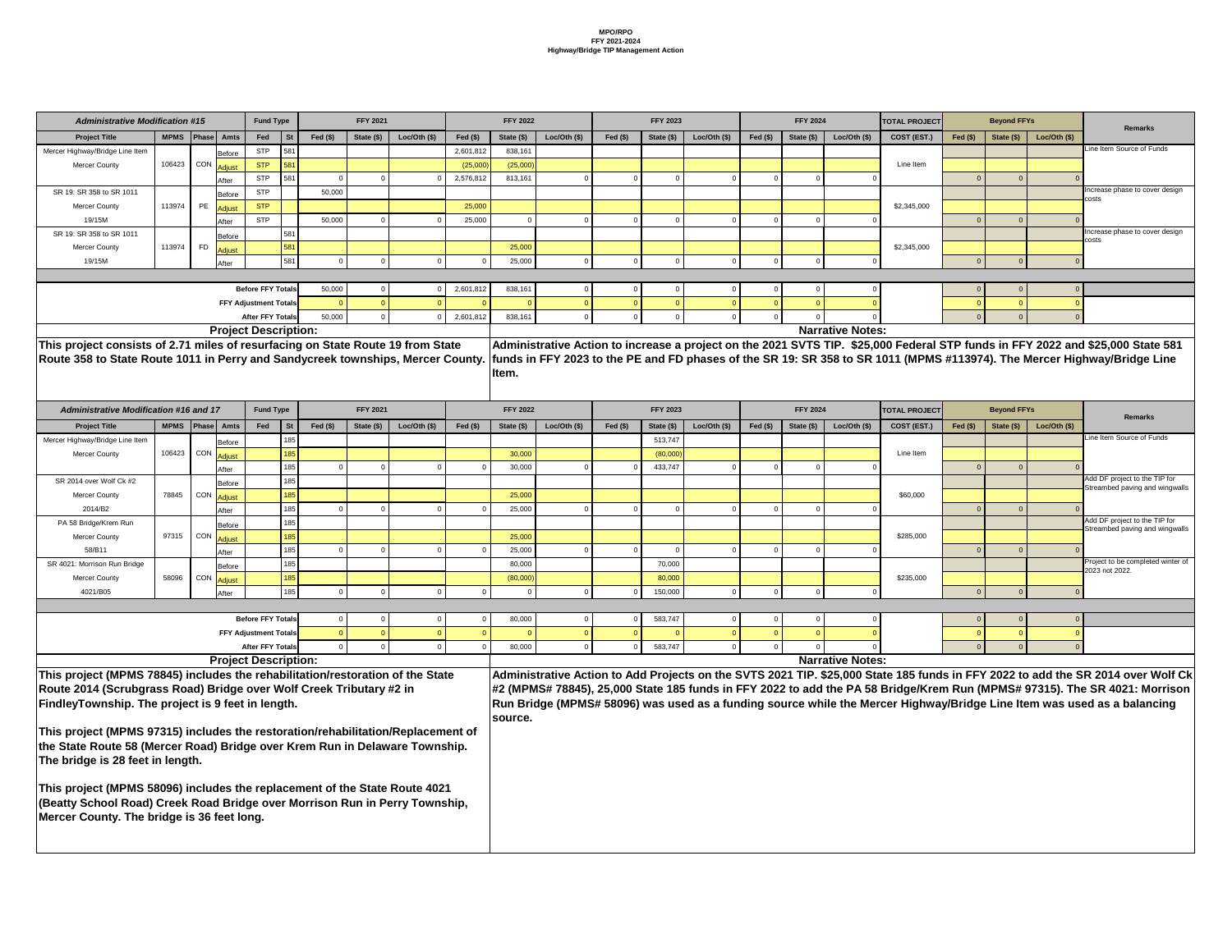**MPO/RPO**
**FFY 2021-2024**
**Highway/Bridge TIP Management Action**

| *Administrative Modification #15* | | | | Fund Type | | FFY 2021 | | | FFY 2022 | | | FFY 2023 | | | FFY 2024 | | | TOTAL PROJECT | Beyond FFYs | | | Remarks |
|---|---|---|---|---|---|---|---|---|---|---|---|---|---|---|---|---|---|---|---|---|---|---|
| Project Title | MPMS | Phase | Amts | Fed | St | Fed ($) | State ($) | Loc/Oth ($) | Fed ($) | State ($) | Loc/Oth ($) | Fed ($) | State ($) | Loc/Oth ($) | Fed ($) | State ($) | Loc/Oth ($) | COST (EST.) | Fed ($) | State ($) | Loc/Oth ($) | |
| Mercer Highway/Bridge Line Item | | | Before | STP | 581 | | | | 2,601,812 | 838,161 | | | | | | | | | | | | Line Item Source of Funds |
| Mercer County | 106423 | CON | Adjust | STP | 581 | | | | (25,000) | (25,000) | | | | | | | | Line Item | | | | |
| | | | After | STP | 581 | 0 | 0 | 0 | 2,576,812 | 813,161 | 0 | 0 | 0 | 0 | 0 | 0 | 0 | | 0 | 0 | 0 | |
| SR 19: SR 358 to SR 1011 | | | Before | STP | | 50,000 | | | | | | | | | | | | | | | | Increase phase to cover design costs |
| Mercer County | 113974 | PE | Adjust | STP | | | | | 25,000 | | | | | | | | | $2,345,000 | | | | |
| 19/15M | | | After | STP | | 50,000 | 0 | 0 | 25,000 | 0 | 0 | 0 | 0 | 0 | 0 | 0 | 0 | | 0 | 0 | 0 | |
| SR 19: SR 358 to SR 1011 | | | Before | | 581 | | | | | | | | | | | | | | | | | Increase phase to cover design costs |
| Mercer County | 113974 | FD | Adjust | | 581 | | | | | 25,000 | | | | | | | | $2,345,000 | | | | |
| 19/15M | | | After | | 581 | 0 | 0 | 0 | 0 | 25,000 | 0 | 0 | 0 | 0 | 0 | 0 | 0 | | 0 | 0 | 0 | |
| | | | Before FFY Totals | | | 50,000 | 0 | 0 | 2,601,812 | 838,161 | 0 | 0 | 0 | 0 | 0 | 0 | 0 | | 0 | 0 | 0 | |
| | | | FFY Adjustment Totals | | | 0 | 0 | 0 | 0 | 0 | 0 | 0 | 0 | 0 | 0 | 0 | 0 | | 0 | 0 | 0 | |
| | | | After FFY Totals | | | 50,000 | 0 | 0 | 2,601,812 | 838,161 | 0 | 0 | 0 | 0 | 0 | 0 | 0 | | 0 | 0 | 0 | |

**Project Description:**

**This project consists of 2.71 miles of resurfacing on State Route 19 from State Route 358 to State Route 1011 in Perry and Sandycreek townships, Mercer County.**

**Narrative Notes:**

**Administrative Action to increase a project on the 2021 SVTS TIP. $25,000 Federal STP funds in FFY 2022 and $25,000 State 581 funds in FFY 2023 to the PE and FD phases of the SR 19: SR 358 to SR 1011 (MPMS #113974). The Mercer Highway/Bridge Line Item.**

| *Administrative Modification #16 and 17* | | | | Fund Type | | FFY 2021 | | | FFY 2022 | | | FFY 2023 | | | FFY 2024 | | | TOTAL PROJECT | Beyond FFYs | | | Remarks |
|---|---|---|---|---|---|---|---|---|---|---|---|---|---|---|---|---|---|---|---|---|---|---|
| Project Title | MPMS | Phase | Amts | Fed | St | Fed ($) | State ($) | Loc/Oth ($) | Fed ($) | State ($) | Loc/Oth ($) | Fed ($) | State ($) | Loc/Oth ($) | Fed ($) | State ($) | Loc/Oth ($) | COST (EST.) | Fed ($) | State ($) | Loc/Oth ($) | |
| Mercer Highway/Bridge Line Item | | | Before | | 185 | | | | | | | | 513,747 | | | | | | | | | Line Item Source of Funds |
| Mercer County | 106423 | CON | Adjust | | 185 | | | | | 30,000 | | | (80,000) | | | | | Line Item | | | | |
| | | | After | | 185 | 0 | 0 | 0 | 0 | 30,000 | 0 | 0 | 433,747 | 0 | 0 | 0 | 0 | | 0 | 0 | 0 | |
| SR 2014 over Wolf Ck #2 | | | Before | | 185 | | | | | | | | | | | | | | | | | Add DF project to the TIP for Streambed paving and wingwalls |
| Mercer County | 78845 | CON | Adjust | | 185 | | | | | 25,000 | | | | | | | | $60,000 | | | | |
| 2014/B2 | | | After | | 185 | 0 | 0 | 0 | 0 | 25,000 | 0 | 0 | 0 | 0 | 0 | 0 | 0 | | 0 | 0 | 0 | |
| PA 58 Bridge/Krem Run | | | Before | | 185 | | | | | | | | | | | | | | | | | Add DF project to the TIP for Streambed paving and wingwalls |
| Mercer County | 97315 | CON | Adjust | | 185 | | | | | 25,000 | | | | | | | | $285,000 | | | | |
| 58/B11 | | | After | | 185 | 0 | 0 | 0 | 0 | 25,000 | 0 | 0 | 0 | 0 | 0 | 0 | 0 | | 0 | 0 | 0 | |
| SR 4021: Morrison Run Bridge | | | Before | | 185 | | | | | 80,000 | | | 70,000 | | | | | | | | | Project to be completed winter of 2023 not 2022. |
| Mercer County | 58096 | CON | Adjust | | 185 | | | | | (80,000) | | | 80,000 | | | | | $235,000 | | | | |
| 4021/B05 | | | After | | 185 | 0 | 0 | 0 | 0 | 0 | 0 | 0 | 150,000 | 0 | 0 | 0 | 0 | | 0 | 0 | 0 | |
| | | | Before FFY Totals | | | 0 | 0 | 0 | 0 | 80,000 | 0 | 0 | 583,747 | 0 | 0 | 0 | 0 | | 0 | 0 | 0 | |
| | | | FFY Adjustment Totals | | | 0 | 0 | 0 | 0 | 0 | 0 | 0 | 0 | 0 | 0 | 0 | 0 | | 0 | 0 | 0 | |
| | | | After FFY Totals | | | 0 | 0 | 0 | 0 | 80,000 | 0 | 0 | 583,747 | 0 | 0 | 0 | 0 | | 0 | 0 | 0 | |

**Project Description:**

**This project (MPMS 78845) includes the rehabilitation/restoration of the State Route 2014 (Scrubgrass Road) Bridge over Wolf Creek Tributary #2 in FindleyTownship. The project is 9 feet in length.**

**This project (MPMS 97315) includes the restoration/rehabilitation/Replacement of the State Route 58 (Mercer Road) Bridge over Krem Run in Delaware Township. The bridge is 28 feet in length.**

**This project (MPMS 58096) includes the replacement of the State Route 4021 (Beatty School Road) Creek Road Bridge over Morrison Run in Perry Township, Mercer County. The bridge is 36 feet long.**

**Narrative Notes:**

**Administrative Action to Add Projects on the SVTS 2021 TIP. $25,000 State 185 funds in FFY 2022 to add the SR 2014 over Wolf Ck #2 (MPMS# 78845), 25,000 State 185 funds in FFY 2022 to add the PA 58 Bridge/Krem Run (MPMS# 97315). The SR 4021: Morrison Run Bridge (MPMS# 58096) was used as a funding source while the Mercer Highway/Bridge Line Item was used as a balancing source.**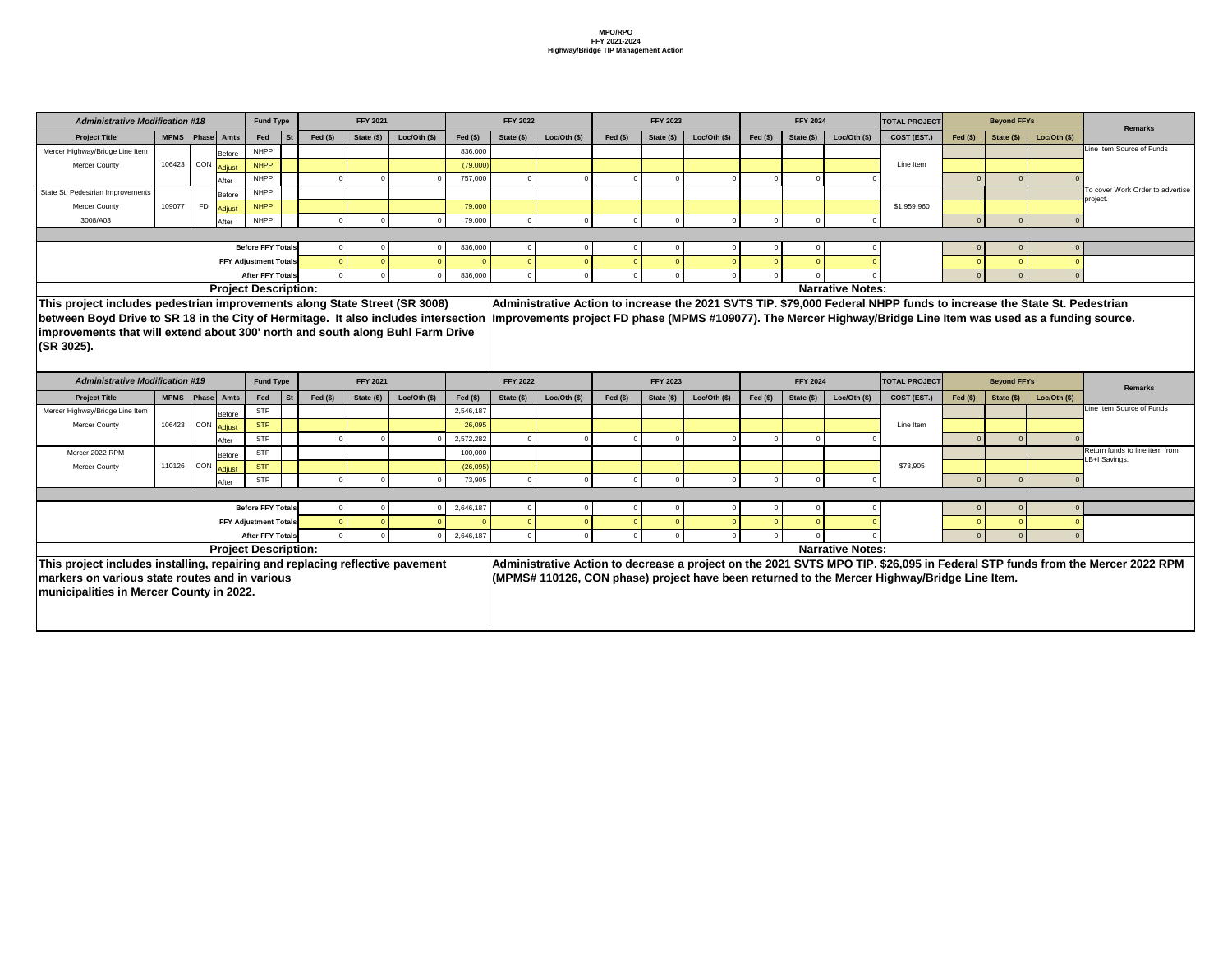**MPO/RPO**
**FFY 2021-2024**
**Highway/Bridge TIP Management Action**

| Administrative Modification #18 | | | | Fund Type | | FFY 2021 | | | FFY 2022 | | | FFY 2023 | | | FFY 2024 | | | TOTAL PROJECT | Beyond FFYs | | | Remarks |
|---|---|---|---|---|---|---|---|---|---|---|---|---|---|---|---|---|---|---|---|---|---|---|
| Project Title | MPMS | Phase | Amts | Fed | St | Fed ($) | State ($) | Loc/Oth ($) | Fed ($) | State ($) | Loc/Oth ($) | Fed ($) | State ($) | Loc/Oth ($) | Fed ($) | State ($) | Loc/Oth ($) | COST (EST.) | Fed ($) | State ($) | Loc/Oth ($) | |
| Mercer Highway/Bridge Line Item | | | Before | NHPP | | | | | 836,000 | | | | | | | | | | | | | Line Item Source of Funds |
| Mercer County | 106423 | CON | Adjust | NHPP | | | | | (79,000) | | | | | | | | | Line Item | | | | |
| | | | After | NHPP | | 0 | 0 | 0 | 757,000 | 0 | 0 | 0 | 0 | 0 | 0 | 0 | 0 | | 0 | 0 | 0 | |
| State St. Pedestrian Improvements | | | Before | NHPP | | | | | | | | | | | | | | | | | | To cover Work Order to advertise project. |
| Mercer County | 109077 | FD | Adjust | NHPP | | | | | 79,000 | | | | | | | | | $1,959,960 | | | | |
| 3008/A03 | | | After | NHPP | | 0 | 0 | 0 | 79,000 | 0 | 0 | 0 | 0 | 0 | 0 | 0 | 0 | | 0 | 0 | 0 | |
| | | | | Before FFY Totals | | 0 | 0 | 0 | 836,000 | 0 | 0 | 0 | 0 | 0 | 0 | 0 | 0 | | 0 | 0 | 0 | |
| | | | | FFY Adjustment Totals | | 0 | 0 | 0 | 0 | 0 | 0 | 0 | 0 | 0 | 0 | 0 | 0 | | 0 | 0 | 0 | |
| | | | | After FFY Totals | | 0 | 0 | 0 | 836,000 | 0 | 0 | 0 | 0 | 0 | 0 | 0 | 0 | | 0 | 0 | 0 | |

**Project Description:**

**This project includes pedestrian improvements along State Street (SR 3008) between Boyd Drive to SR 18 in the City of Hermitage. It also includes intersection improvements that will extend about 300' north and south along Buhl Farm Drive (SR 3025).**

**Narrative Notes:**

**Administrative Action to increase the 2021 SVTS TIP. $79,000 Federal NHPP funds to increase the State St. Pedestrian Improvements project FD phase (MPMS #109077). The Mercer Highway/Bridge Line Item was used as a funding source.**

| Administrative Modification #19 | | | | Fund Type | | FFY 2021 | | | FFY 2022 | | | FFY 2023 | | | FFY 2024 | | | TOTAL PROJECT | Beyond FFYs | | | Remarks |
|---|---|---|---|---|---|---|---|---|---|---|---|---|---|---|---|---|---|---|---|---|---|---|
| Project Title | MPMS | Phase | Amts | Fed | St | Fed ($) | State ($) | Loc/Oth ($) | Fed ($) | State ($) | Loc/Oth ($) | Fed ($) | State ($) | Loc/Oth ($) | Fed ($) | State ($) | Loc/Oth ($) | COST (EST.) | Fed ($) | State ($) | Loc/Oth ($) | |
| Mercer Highway/Bridge Line Item | | | Before | STP | | | | | 2,546,187 | | | | | | | | | | | | | Line Item Source of Funds |
| Mercer County | 106423 | CON | Adjust | STP | | | | | 26,095 | | | | | | | | | Line Item | | | | |
| | | | After | STP | | 0 | 0 | 0 | 2,572,282 | 0 | 0 | 0 | 0 | 0 | 0 | 0 | 0 | | 0 | 0 | 0 | |
| Mercer 2022 RPM | | | Before | STP | | | | | 100,000 | | | | | | | | | | | | | Return funds to line item from LB+I Savings. |
| Mercer County | 110126 | CON | Adjust | STP | | | | | (26,095) | | | | | | | | | $73,905 | | | | |
| | | | After | STP | | 0 | 0 | 0 | 73,905 | 0 | 0 | 0 | 0 | 0 | 0 | 0 | 0 | | 0 | 0 | 0 | |
| | | | | Before FFY Totals | | 0 | 0 | 0 | 2,646,187 | 0 | 0 | 0 | 0 | 0 | 0 | 0 | 0 | | 0 | 0 | 0 | |
| | | | | FFY Adjustment Totals | | 0 | 0 | 0 | 0 | 0 | 0 | 0 | 0 | 0 | 0 | 0 | 0 | | 0 | 0 | 0 | |
| | | | | After FFY Totals | | 0 | 0 | 0 | 2,646,187 | 0 | 0 | 0 | 0 | 0 | 0 | 0 | 0 | | 0 | 0 | 0 | |

**Project Description:**

**This project includes installing, repairing and replacing reflective pavement markers on various state routes and in various municipalities in Mercer County in 2022.**

**Narrative Notes:**

**Administrative Action to decrease a project on the 2021 SVTS MPO TIP. $26,095 in Federal STP funds from the Mercer 2022 RPM (MPMS# 110126, CON phase) project have been returned to the Mercer Highway/Bridge Line Item.**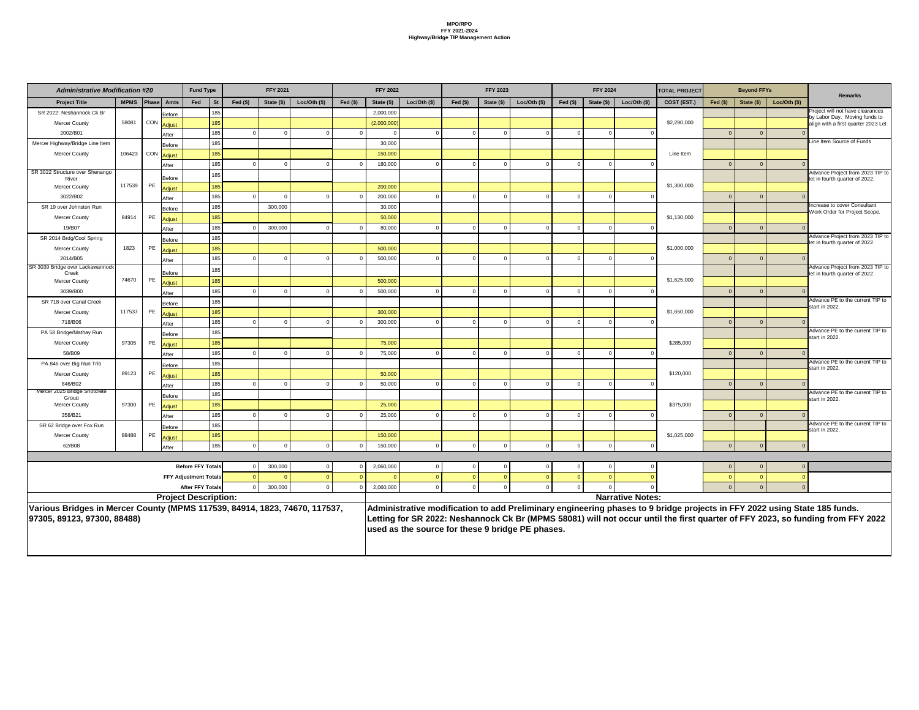**MPO/RPO**
**FFY 2021-2024**
**Highway/Bridge TIP Management Action**

| Administrative Modification #20 | | | | Fund Type | | FFY 2021 | | | FFY 2022 | | | FFY 2023 | | | FFY 2024 | | | TOTAL PROJECT | Beyond FFYs | | | Remarks |
|---|---|---|---|---|---|---|---|---|---|---|---|---|---|---|---|---|---|---|---|---|---|---|
| Project Title | MPMS | Phase | Amts | Fed | St | Fed ($) | State ($) | Loc/Oth ($) | Fed ($) | State ($) | Loc/Oth ($) | Fed ($) | State ($) | Loc/Oth ($) | Fed ($) | State ($) | Loc/Oth ($) | COST (EST.) | Fed ($) | State ($) | Loc/Oth ($) | |
| SR 2022: Neshannock Ck Br | | | Before | | 185 | | | | | 2,000,000 | | | | | | | | | | | | Project will not have clearances by Labor Day. Moving funds to align with a first quarter 2023 Let |
| Mercer County | 58081 | CON | Adjust | | 185 | | | | | (2,000,000) | | | | | | | | $2,290,000 | | | | |
| 2002/B01 | | | After | | 185 | 0 | 0 | 0 | 0 | 0 | 0 | 0 | 0 | 0 | 0 | 0 | 0 | | 0 | 0 | 0 | |
| Mercer Highway/Bridge Line Item | | | Before | | 185 | | | | | 30,000 | | | | | | | | | | | | Line Item Source of Funds |
| Mercer County | 106423 | CON | Adjust | | 185 | | | | | 150,000 | | | | | | | | Line Item | | | | |
| | | | After | | 185 | 0 | 0 | 0 | 0 | 180,000 | 0 | 0 | 0 | 0 | 0 | 0 | 0 | | 0 | 0 | 0 | |
| SR 3022 Structure over Shenango River | | | Before | | 185 | | | | | | | | | | | | | | | | | Advance Project from 2023 TIP to let in fourth quarter of 2022. |
| Mercer County | 117539 | PE | Adjust | | 185 | | | | | 200,000 | | | | | | | | $1,300,000 | | | | |
| 3022/B02 | | | After | | 185 | 0 | 0 | 0 | 0 | 200,000 | 0 | 0 | 0 | 0 | 0 | 0 | 0 | | 0 | 0 | 0 | |
| SR 19 over Johnston Run | | | Before | | 185 | | 300,000 | | | 30,000 | | | | | | | | | | | | Increase to cover Consultant Work Order for Project Scope. |
| Mercer County | 84914 | PE | Adjust | | 185 | | | | | 50,000 | | | | | | | | $1,130,000 | | | | |
| 19/B07 | | | After | | 185 | 0 | 300,000 | 0 | 0 | 80,000 | 0 | 0 | 0 | 0 | 0 | 0 | 0 | | 0 | 0 | 0 | |
| SR 2014 Brdg/Cool Spring | | | Before | | 185 | | | | | | | | | | | | | | | | | Advance Project from 2023 TIP to let in fourth quarter of 2022. |
| Mercer County | 1823 | PE | Adjust | | 185 | | | | | 500,000 | | | | | | | | $1,000,000 | | | | |
| 2014/B05 | | | After | | 185 | 0 | 0 | 0 | 0 | 500,000 | 0 | 0 | 0 | 0 | 0 | 0 | 0 | | 0 | 0 | 0 | |
| SR 3039 Bridge over Lackawannock Creek | | | Before | | 185 | | | | | | | | | | | | | | | | | Advance Project from 2023 TIP to let in fourth quarter of 2022. |
| Mercer County | 74670 | PE | Adjust | | 185 | | | | | 500,000 | | | | | | | | $1,625,000 | | | | |
| 3039/B00 | | | After | | 185 | 0 | 0 | 0 | 0 | 500,000 | 0 | 0 | 0 | 0 | 0 | 0 | 0 | | 0 | 0 | 0 | |
| SR 718 over Canal Creek | | | Before | | 185 | | | | | | | | | | | | | | | | | Advance PE to the current TIP to start in 2022. |
| Mercer County | 117537 | PE | Adjust | | 185 | | | | | 300,000 | | | | | | | | $1,650,000 | | | | |
| 718/B06 | | | After | | 185 | 0 | 0 | 0 | 0 | 300,000 | 0 | 0 | 0 | 0 | 0 | 0 | 0 | | 0 | 0 | 0 | |
| PA 58 Bridge/Mathay Run | | | Before | | 185 | | | | | | | | | | | | | | | | | Advance PE to the current TIP to start in 2022. |
| Mercer County | 97305 | PE | Adjust | | 185 | | | | | 75,000 | | | | | | | | $285,000 | | | | |
| 58/B09 | | | After | | 185 | 0 | 0 | 0 | 0 | 75,000 | 0 | 0 | 0 | 0 | 0 | 0 | 0 | | 0 | 0 | 0 | |
| PA 846 over Big Run Trib | | | Before | | 185 | | | | | | | | | | | | | | | | | Advance PE to the current TIP to start in 2022. |
| Mercer County | 89123 | PE | Adjust | | 185 | | | | | 50,000 | | | | | | | | $120,000 | | | | |
| 846/B02 | | | After | | 185 | 0 | 0 | 0 | 0 | 50,000 | 0 | 0 | 0 | 0 | 0 | 0 | 0 | | 0 | 0 | 0 | |
| Mercer 2025 Bridge Shotcrete Group | | | Before | | 185 | | | | | | | | | | | | | | | | | Advance PE to the current TIP to start in 2022. |
| Mercer County | 97300 | PE | Adjust | | 185 | | | | | 25,000 | | | | | | | | $375,000 | | | | |
| 358/B21 | | | After | | 185 | 0 | 0 | 0 | 0 | 25,000 | 0 | 0 | 0 | 0 | 0 | 0 | 0 | | 0 | 0 | 0 | |
| SR 62 Bridge over Fox Run | | | Before | | 185 | | | | | | | | | | | | | | | | | Advance PE to the current TIP to start in 2022. |
| Mercer County | 88488 | PE | Adjust | | 185 | | | | | 150,000 | | | | | | | | $1,025,000 | | | | |
| 62/B08 | | | After | | 185 | 0 | 0 | 0 | 0 | 150,000 | 0 | 0 | 0 | 0 | 0 | 0 | 0 | | 0 | 0 | 0 | |
| Before FFY Totals | | | | | | 0 | 300,000 | 0 | 0 | 2,060,000 | 0 | 0 | 0 | 0 | 0 | 0 | 0 | | 0 | 0 | 0 | |
| FFY Adjustment Totals | | | | | | 0 | 0 | 0 | 0 | 0 | 0 | 0 | 0 | 0 | 0 | 0 | 0 | | 0 | 0 | 0 | |
| After FFY Totals | | | | | | 0 | 300,000 | 0 | 0 | 2,060,000 | 0 | 0 | 0 | 0 | 0 | 0 | 0 | | 0 | 0 | 0 | |

**Project Description:**

**Various Bridges in Mercer County (MPMS 117539, 84914, 1823, 74670, 117537, 97305, 89123, 97300, 88488)**

**Narrative Notes:**

**Administrative modification to add Preliminary engineering phases to 9 bridge projects in FFY 2022 using State 185 funds. Letting for SR 2022: Neshannock Ck Br (MPMS 58081) will not occur until the first quarter of FFY 2023, so funding from FFY 2022 used as the source for these 9 bridge PE phases.**